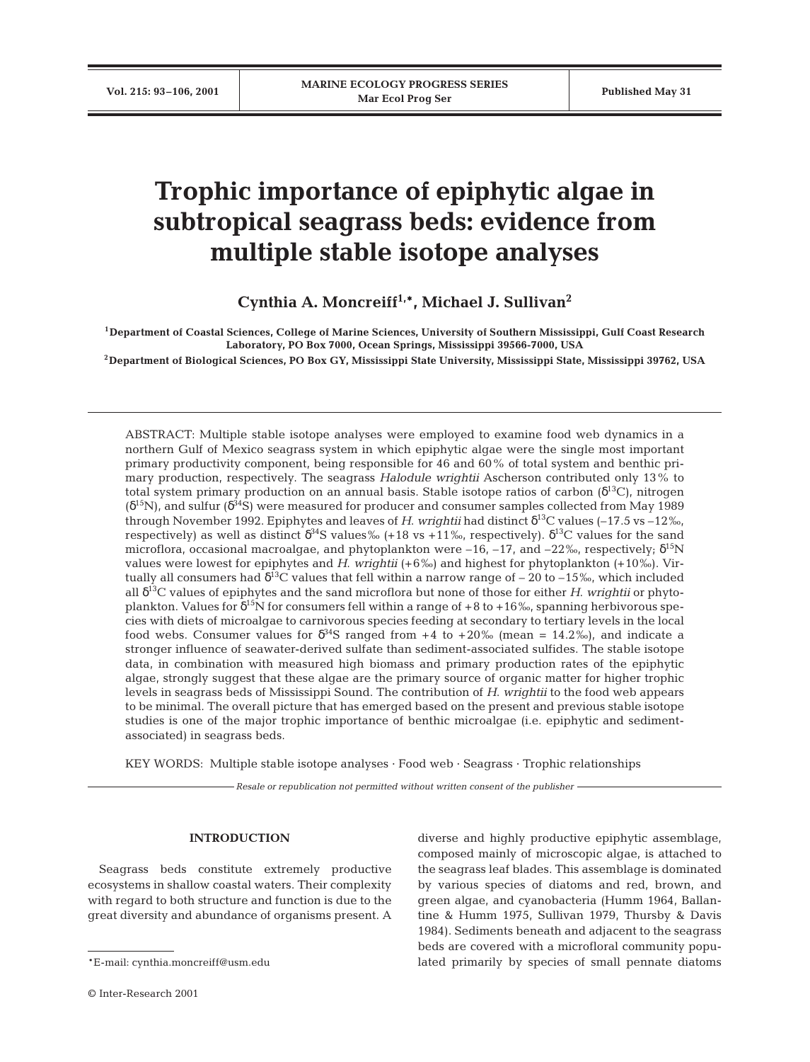# Trophic importance of epiphytic algae in subtropical seagrass beds: evidence from multiple stable isotope analyses

**Cynthia A. Moncreiff[1,*], Michael J. Sullivan[2]**

[1]Department of Coastal Sciences, College of Marine Sciences, University of Southern Mississippi, Gulf Coast Research Laboratory, PO Box 7000, Ocean Springs, Mississippi 39566-7000, USA

[2]Department of Biological Sciences, PO Box GY, Mississippi State University, Mississippi State, Mississippi 39762, USA

ABSTRACT: Multiple stable isotope analyses were employed to examine food web dynamics in a northern Gulf of Mexico seagrass system in which epiphytic algae were the single most important primary productivity component, being responsible for 46 and 60% of total system and benthic primary production, respectively. The seagrass *Halodule wrightii* Ascherson contributed only 13% to total system primary production on an annual basis. Stable isotope ratios of carbon ($\delta^{13}C$), nitrogen ($\delta^{15}N$), and sulfur ($\delta^{34}S$) were measured for producer and consumer samples collected from May 1989 through November 1992. Epiphytes and leaves of *H. wrightii* had distinct $\delta^{13}C$ values (–17.5 vs –12‰, respectively) as well as distinct $\delta^{34}S$ values‰ (+18 vs +11‰, respectively). $\delta^{13}C$ values for the sand microflora, occasional macroalgae, and phytoplankton were –16, –17, and –22‰, respectively; $\delta^{15}N$ values were lowest for epiphytes and *H. wrightii* (+6‰) and highest for phytoplankton (+10‰). Virtually all consumers had $\delta^{13}C$ values that fell within a narrow range of – 20 to –15‰, which included all $\delta^{13}C$ values of epiphytes and the sand microflora but none of those for either *H. wrightii* or phytoplankton. Values for $\delta^{15}N$ for consumers fell within a range of +8 to +16‰, spanning herbivorous species with diets of microalgae to carnivorous species feeding at secondary to tertiary levels in the local food webs. Consumer values for $\delta^{34}S$ ranged from +4 to +20‰ (mean = 14.2‰), and indicate a stronger influence of seawater-derived sulfate than sediment-associated sulfides. The stable isotope data, in combination with measured high biomass and primary production rates of the epiphytic algae, strongly suggest that these algae are the primary source of organic matter for higher trophic levels in seagrass beds of Mississippi Sound. The contribution of *H. wrightii* to the food web appears to be minimal. The overall picture that has emerged based on the present and previous stable isotope studies is one of the major trophic importance of benthic microalgae (i.e. epiphytic and sediment-associated) in seagrass beds.

KEY WORDS: Multiple stable isotope analyses · Food web · Seagrass · Trophic relationships

*Resale or republication not permitted without written consent of the publisher*

## INTRODUCTION

Seagrass beds constitute extremely productive ecosystems in shallow coastal waters. Their complexity with regard to both structure and function is due to the great diversity and abundance of organisms present. A diverse and highly productive epiphytic assemblage, composed mainly of microscopic algae, is attached to the seagrass leaf blades. This assemblage is dominated by various species of diatoms and red, brown, and green algae, and cyanobacteria (Humm 1964, Ballantine & Humm 1975, Sullivan 1979, Thursby & Davis 1984). Sediments beneath and adjacent to the seagrass beds are covered with a microfloral community populated primarily by species of small pennate diatoms

*E-mail: cynthia.moncreiff@usm.edu

© Inter-Research 2001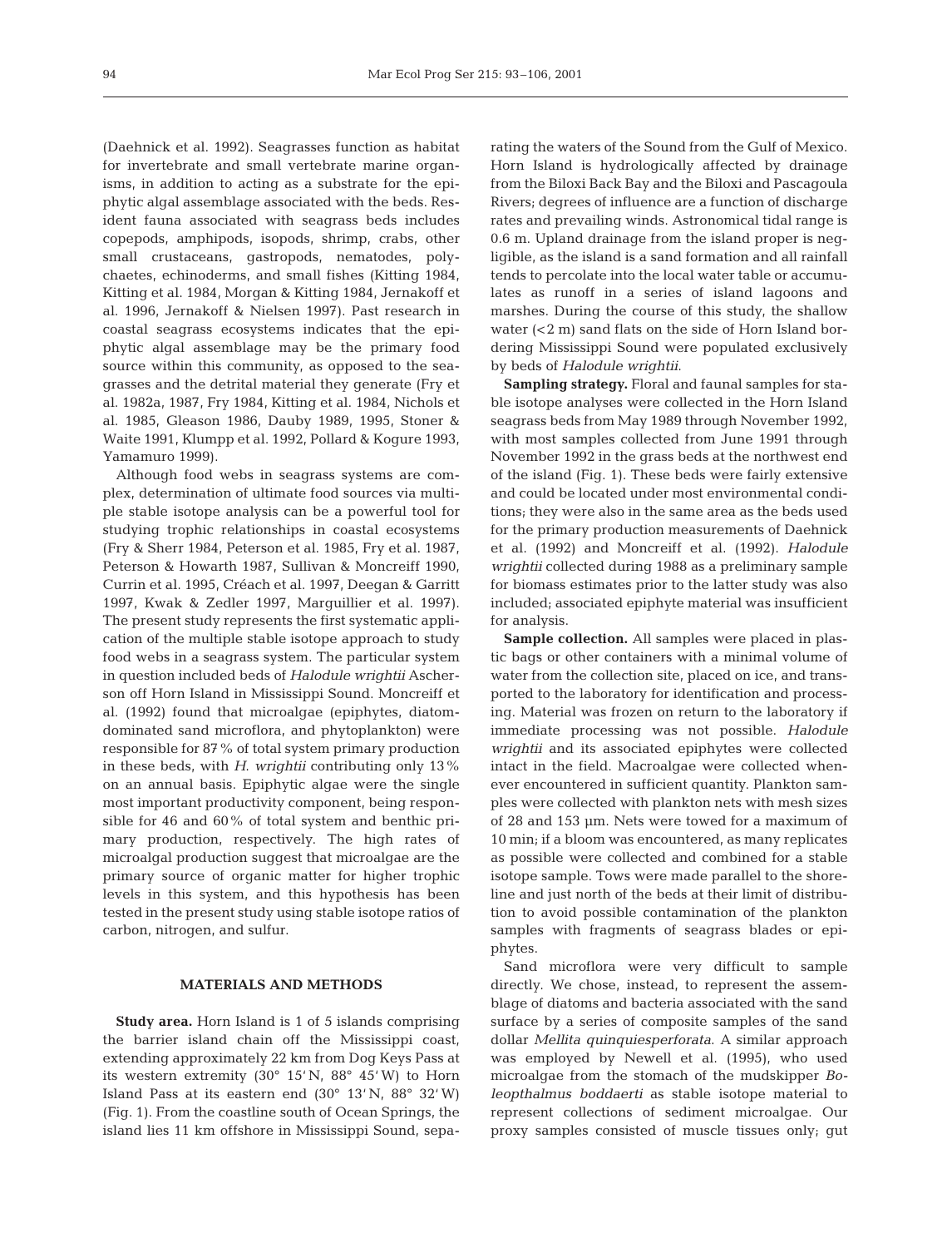(Daehnick et al. 1992). Seagrasses function as habitat for invertebrate and small vertebrate marine organisms, in addition to acting as a substrate for the epiphytic algal assemblage associated with the beds. Resident fauna associated with seagrass beds includes copepods, amphipods, isopods, shrimp, crabs, other small crustaceans, gastropods, nematodes, polychaetes, echinoderms, and small fishes (Kitting 1984, Kitting et al. 1984, Morgan & Kitting 1984, Jernakoff et al. 1996, Jernakoff & Nielsen 1997). Past research in coastal seagrass ecosystems indicates that the epiphytic algal assemblage may be the primary food source within this community, as opposed to the seagrasses and the detrital material they generate (Fry et al. 1982a, 1987, Fry 1984, Kitting et al. 1984, Nichols et al. 1985, Gleason 1986, Dauby 1989, 1995, Stoner & Waite 1991, Klumpp et al. 1992, Pollard & Kogure 1993, Yamamuro 1999).

Although food webs in seagrass systems are complex, determination of ultimate food sources via multiple stable isotope analysis can be a powerful tool for studying trophic relationships in coastal ecosystems (Fry & Sherr 1984, Peterson et al. 1985, Fry et al. 1987, Peterson & Howarth 1987, Sullivan & Moncreiff 1990, Currin et al. 1995, Créach et al. 1997, Deegan & Garritt 1997, Kwak & Zedler 1997, Marguillier et al. 1997). The present study represents the first systematic application of the multiple stable isotope approach to study food webs in a seagrass system. The particular system in question included beds of *Halodule wrightii* Ascherson off Horn Island in Mississippi Sound. Moncreiff et al. (1992) found that microalgae (epiphytes, diatom-dominated sand microflora, and phytoplankton) were responsible for 87% of total system primary production in these beds, with *H. wrightii* contributing only 13% on an annual basis. Epiphytic algae were the single most important productivity component, being responsible for 46 and 60% of total system and benthic primary production, respectively. The high rates of microalgal production suggest that microalgae are the primary source of organic matter for higher trophic levels in this system, and this hypothesis has been tested in the present study using stable isotope ratios of carbon, nitrogen, and sulfur.

## MATERIALS AND METHODS

**Study area.** Horn Island is 1 of 5 islands comprising the barrier island chain off the Mississippi coast, extending approximately 22 km from Dog Keys Pass at its western extremity (30° 15′ N, 88° 45′ W) to Horn Island Pass at its eastern end (30° 13′ N, 88° 32′ W) (Fig. 1). From the coastline south of Ocean Springs, the island lies 11 km offshore in Mississippi Sound, separating the waters of the Sound from the Gulf of Mexico. Horn Island is hydrologically affected by drainage from the Biloxi Back Bay and the Biloxi and Pascagoula Rivers; degrees of influence are a function of discharge rates and prevailing winds. Astronomical tidal range is 0.6 m. Upland drainage from the island proper is negligible, as the island is a sand formation and all rainfall tends to percolate into the local water table or accumulates as runoff in a series of island lagoons and marshes. During the course of this study, the shallow water (<2 m) sand flats on the side of Horn Island bordering Mississippi Sound were populated exclusively by beds of *Halodule wrightii*.

**Sampling strategy.** Floral and faunal samples for stable isotope analyses were collected in the Horn Island seagrass beds from May 1989 through November 1992, with most samples collected from June 1991 through November 1992 in the grass beds at the northwest end of the island (Fig. 1). These beds were fairly extensive and could be located under most environmental conditions; they were also in the same area as the beds used for the primary production measurements of Daehnick et al. (1992) and Moncreiff et al. (1992). *Halodule wrightii* collected during 1988 as a preliminary sample for biomass estimates prior to the latter study was also included; associated epiphyte material was insufficient for analysis.

**Sample collection.** All samples were placed in plastic bags or other containers with a minimal volume of water from the collection site, placed on ice, and transported to the laboratory for identification and processing. Material was frozen on return to the laboratory if immediate processing was not possible. *Halodule wrightii* and its associated epiphytes were collected intact in the field. Macroalgae were collected whenever encountered in sufficient quantity. Plankton samples were collected with plankton nets with mesh sizes of 28 and 153 µm. Nets were towed for a maximum of 10 min; if a bloom was encountered, as many replicates as possible were collected and combined for a stable isotope sample. Tows were made parallel to the shoreline and just north of the beds at their limit of distribution to avoid possible contamination of the plankton samples with fragments of seagrass blades or epiphytes.

Sand microflora were very difficult to sample directly. We chose, instead, to represent the assemblage of diatoms and bacteria associated with the sand surface by a series of composite samples of the sand dollar *Mellita quinquiesperforata*. A similar approach was employed by Newell et al. (1995), who used microalgae from the stomach of the mudskipper *Boleopthalmus boddaerti* as stable isotope material to represent collections of sediment microalgae. Our proxy samples consisted of muscle tissues only; gut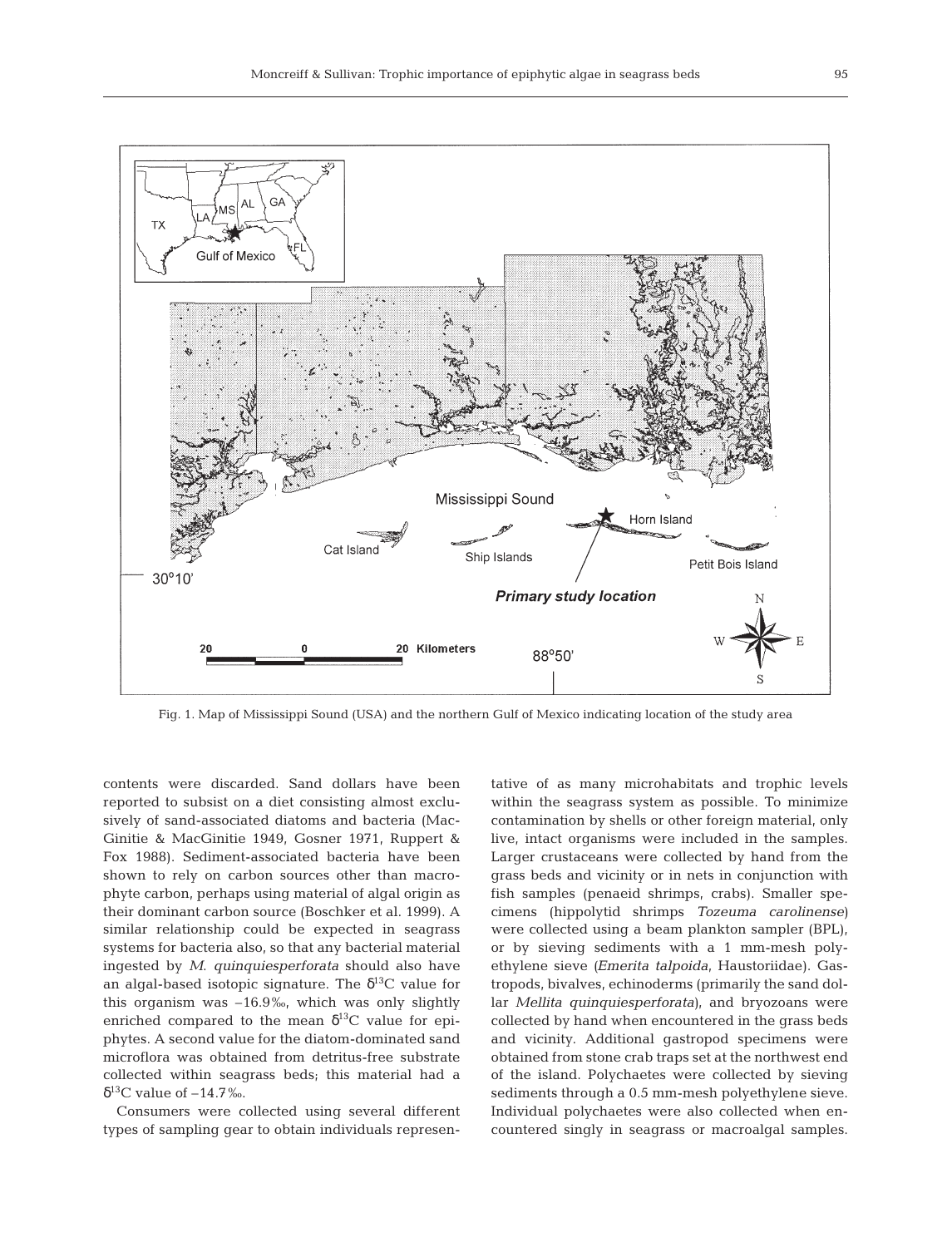Fig. 1. Map of Mississippi Sound (USA) and the northern Gulf of Mexico indicating location of the study area

contents were discarded. Sand dollars have been reported to subsist on a diet consisting almost exclusively of sand-associated diatoms and bacteria (MacGinitie & MacGinitie 1949, Gosner 1971, Ruppert & Fox 1988). Sediment-associated bacteria have been shown to rely on carbon sources other than macrophyte carbon, perhaps using material of algal origin as their dominant carbon source (Boschker et al. 1999). A similar relationship could be expected in seagrass systems for bacteria also, so that any bacterial material ingested by *M. quinquiesperforata* should also have an algal-based isotopic signature. The $\delta^{13}C$ value for this organism was –16.9‰, which was only slightly enriched compared to the mean $\delta^{13}C$ value for epiphytes. A second value for the diatom-dominated sand microflora was obtained from detritus-free substrate collected within seagrass beds; this material had a $\delta^{13}C$ value of –14.7‰.

Consumers were collected using several different types of sampling gear to obtain individuals representative of as many microhabitats and trophic levels within the seagrass system as possible. To minimize contamination by shells or other foreign material, only live, intact organisms were included in the samples. Larger crustaceans were collected by hand from the grass beds and vicinity or in nets in conjunction with fish samples (penaeid shrimps, crabs). Smaller specimens (hippolytid shrimps *Tozeuma carolinense*) were collected using a beam plankton sampler (BPL), or by sieving sediments with a 1 mm-mesh polyethylene sieve (*Emerita talpoida*, Haustoriidae). Gastropods, bivalves, echinoderms (primarily the sand dollar *Mellita quinquiesperforata*), and bryozoans were collected by hand when encountered in the grass beds and vicinity. Additional gastropod specimens were obtained from stone crab traps set at the northwest end of the island. Polychaetes were collected by sieving sediments through a 0.5 mm-mesh polyethylene sieve. Individual polychaetes were also collected when encountered singly in seagrass or macroalgal samples.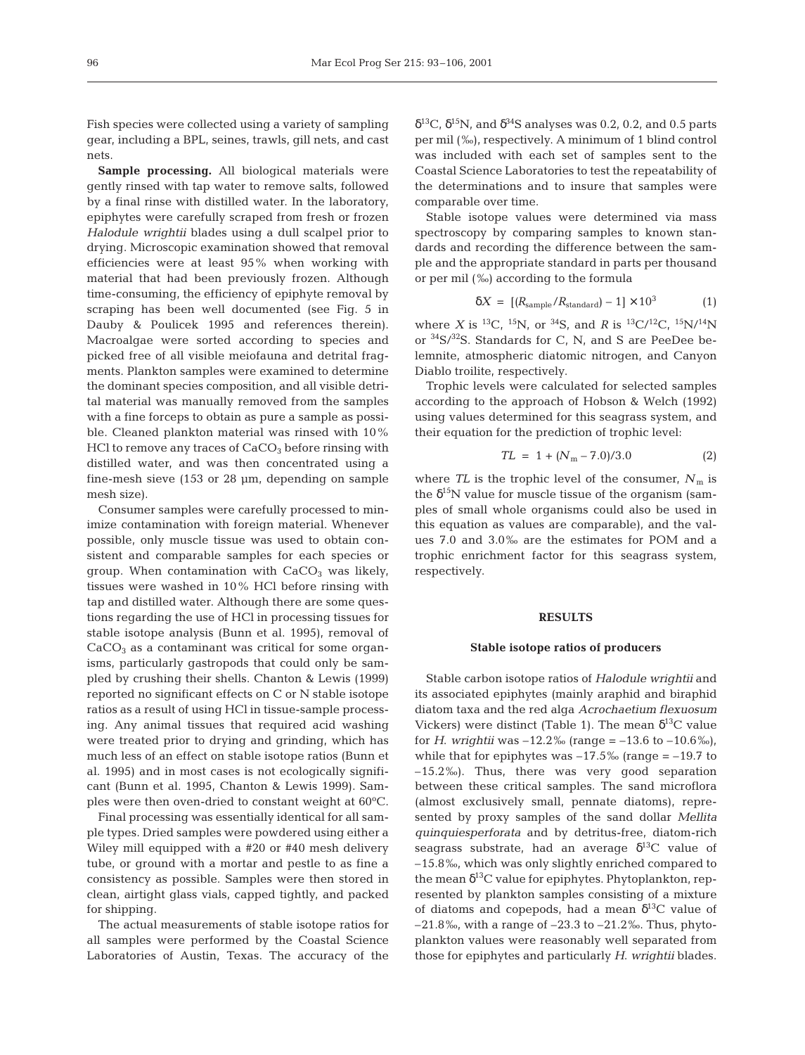Fish species were collected using a variety of sampling gear, including a BPL, seines, trawls, gill nets, and cast nets.

**Sample processing.** All biological materials were gently rinsed with tap water to remove salts, followed by a final rinse with distilled water. In the laboratory, epiphytes were carefully scraped from fresh or frozen *Halodule wrightii* blades using a dull scalpel prior to drying. Microscopic examination showed that removal efficiencies were at least 95% when working with material that had been previously frozen. Although time-consuming, the efficiency of epiphyte removal by scraping has been well documented (see Fig. 5 in Dauby & Poulicek 1995 and references therein). Macroalgae were sorted according to species and picked free of all visible meiofauna and detrital fragments. Plankton samples were examined to determine the dominant species composition, and all visible detrital material was manually removed from the samples with a fine forceps to obtain as pure a sample as possible. Cleaned plankton material was rinsed with 10% HCl to remove any traces of $CaCO_3$ before rinsing with distilled water, and was then concentrated using a fine-mesh sieve (153 or 28 µm, depending on sample mesh size).

Consumer samples were carefully processed to minimize contamination with foreign material. Whenever possible, only muscle tissue was used to obtain consistent and comparable samples for each species or group. When contamination with $CaCO_3$ was likely, tissues were washed in 10% HCl before rinsing with tap and distilled water. Although there are some questions regarding the use of HCl in processing tissues for stable isotope analysis (Bunn et al. 1995), removal of $CaCO_3$ as a contaminant was critical for some organisms, particularly gastropods that could only be sampled by crushing their shells. Chanton & Lewis (1999) reported no significant effects on C or N stable isotope ratios as a result of using HCl in tissue-sample processing. Any animal tissues that required acid washing were treated prior to drying and grinding, which has much less of an effect on stable isotope ratios (Bunn et al. 1995) and in most cases is not ecologically significant (Bunn et al. 1995, Chanton & Lewis 1999). Samples were then oven-dried to constant weight at 60°C.

Final processing was essentially identical for all sample types. Dried samples were powdered using either a Wiley mill equipped with a #20 or #40 mesh delivery tube, or ground with a mortar and pestle to as fine a consistency as possible. Samples were then stored in clean, airtight glass vials, capped tightly, and packed for shipping.

The actual measurements of stable isotope ratios for all samples were performed by the Coastal Science Laboratories of Austin, Texas. The accuracy of the $\delta^{13}C$, $\delta^{15}N$, and $\delta^{34}S$ analyses was 0.2, 0.2, and 0.5 parts per mil (‰), respectively. A minimum of 1 blind control was included with each set of samples sent to the Coastal Science Laboratories to test the repeatability of the determinations and to insure that samples were comparable over time.

Stable isotope values were determined via mass spectroscopy by comparing samples to known standards and recording the difference between the sample and the appropriate standard in parts per thousand or per mil (‰) according to the formula

$$\delta X = [(R_{\text{sample}}/R_{\text{standard}}) - 1] \times 10^3 \tag{1}$$

where $X$ is $^{13}C$, $^{15}N$, or $^{34}S$, and $R$ is $^{13}C/^{12}C$, $^{15}N/^{14}N$ or $^{34}S/^{32}S$. Standards for C, N, and S are PeeDee belemnite, atmospheric diatomic nitrogen, and Canyon Diablo troilite, respectively.

Trophic levels were calculated for selected samples according to the approach of Hobson & Welch (1992) using values determined for this seagrass system, and their equation for the prediction of trophic level:

$$TL = 1 + (N_m - 7.0)/3.0 \tag{2}$$

where $TL$ is the trophic level of the consumer, $N_m$ is the $\delta^{15}N$ value for muscle tissue of the organism (samples of small whole organisms could also be used in this equation as values are comparable), and the values 7.0 and 3.0‰ are the estimates for POM and a trophic enrichment factor for this seagrass system, respectively.

## RESULTS

### Stable isotope ratios of producers

Stable carbon isotope ratios of *Halodule wrightii* and its associated epiphytes (mainly araphid and biraphid diatom taxa and the red alga *Acrochaetium flexuosum* Vickers) were distinct (Table 1). The mean $\delta^{13}C$ value for *H. wrightii* was –12.2‰ (range = –13.6 to –10.6‰), while that for epiphytes was –17.5‰ (range = –19.7 to –15.2‰). Thus, there was very good separation between these critical samples. The sand microflora (almost exclusively small, pennate diatoms), represented by proxy samples of the sand dollar *Mellita quinquiesperforata* and by detritus-free, diatom-rich seagrass substrate, had an average $\delta^{13}C$ value of –15.8‰, which was only slightly enriched compared to the mean $\delta^{13}C$ value for epiphytes. Phytoplankton, represented by plankton samples consisting of a mixture of diatoms and copepods, had a mean $\delta^{13}C$ value of –21.8‰, with a range of –23.3 to –21.2‰. Thus, phytoplankton values were reasonably well separated from those for epiphytes and particularly *H. wrightii* blades.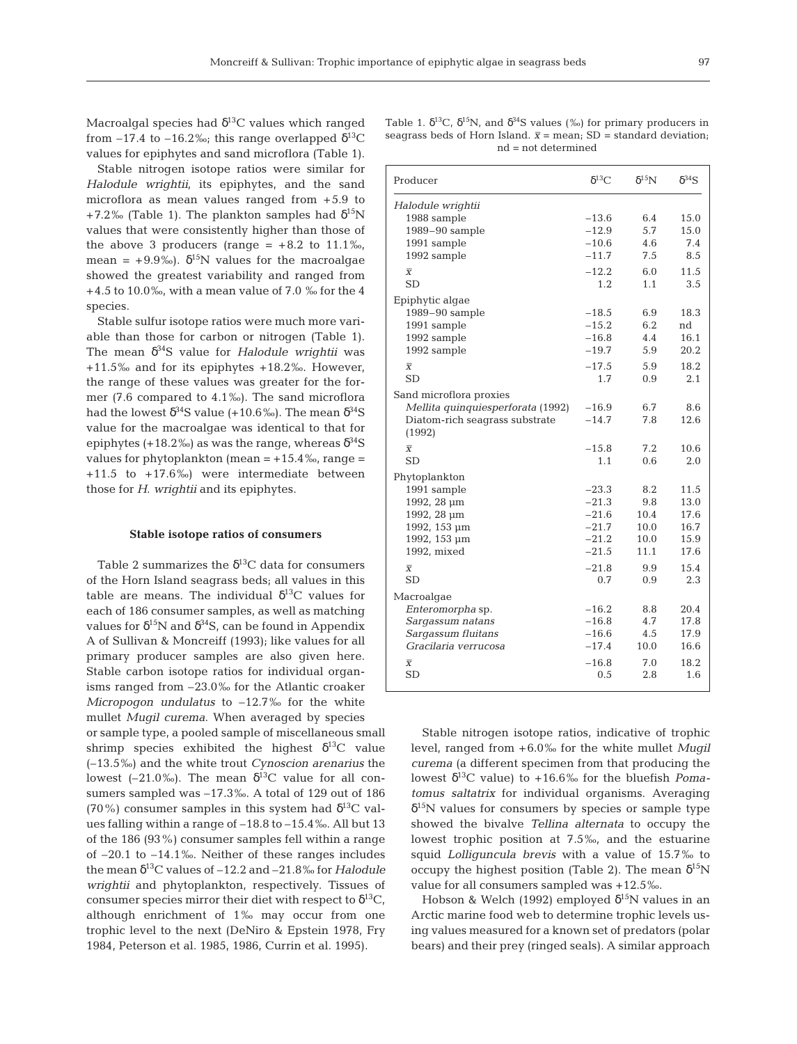Macroalgal species had $\delta^{13}C$ values which ranged from –17.4 to –16.2‰; this range overlapped $\delta^{13}C$ values for epiphytes and sand microflora (Table 1).

Stable nitrogen isotope ratios were similar for *Halodule wrightii*, its epiphytes, and the sand microflora as mean values ranged from +5.9 to +7.2‰ (Table 1). The plankton samples had $\delta^{15}N$ values that were consistently higher than those of the above 3 producers (range = +8.2 to 11.1‰, mean = +9.9‰). $\delta^{15}N$ values for the macroalgae showed the greatest variability and ranged from +4.5 to 10.0‰, with a mean value of 7.0 ‰ for the 4 species.

Stable sulfur isotope ratios were much more variable than those for carbon or nitrogen (Table 1). The mean $\delta^{34}S$ value for *Halodule wrightii* was +11.5‰ and for its epiphytes +18.2‰. However, the range of these values was greater for the former (7.6 compared to 4.1‰). The sand microflora had the lowest $\delta^{34}S$ value (+10.6‰). The mean $\delta^{34}S$ value for the macroalgae was identical to that for epiphytes (+18.2‰) as was the range, whereas $\delta^{34}S$ values for phytoplankton (mean = +15.4‰, range = +11.5 to +17.6‰) were intermediate between those for *H. wrightii* and its epiphytes.

Table 1. $\delta^{13}C$, $\delta^{15}N$, and $\delta^{34}S$ values (‰) for primary producers in seagrass beds of Horn Island. $\bar{x}$ = mean; SD = standard deviation; nd = not determined

| Producer | $\delta^{13}C$ | $\delta^{15}N$ | $\delta^{34}S$ |
|---|---|---|---|
| *Halodule wrightii* | | | |
| 1988 sample | –13.6 | 6.4 | 15.0 |
| 1989–90 sample | –12.9 | 5.7 | 15.0 |
| 1991 sample | –10.6 | 4.6 | 7.4 |
| 1992 sample | –11.7 | 7.5 | 8.5 |
| $\bar{x}$ | –12.2 | 6.0 | 11.5 |
| SD | 1.2 | 1.1 | 3.5 |
| Epiphytic algae | | | |
| 1989–90 sample | –18.5 | 6.9 | 18.3 |
| 1991 sample | –15.2 | 6.2 | nd |
| 1992 sample | –16.8 | 4.4 | 16.1 |
| 1992 sample | –19.7 | 5.9 | 20.2 |
| $\bar{x}$ | –17.5 | 5.9 | 18.2 |
| SD | 1.7 | 0.9 | 2.1 |
| Sand microflora proxies | | | |
| *Mellita quinquiesperforata* (1992) | –16.9 | 6.7 | 8.6 |
| Diatom-rich seagrass substrate (1992) | –14.7 | 7.8 | 12.6 |
| $\bar{x}$ | –15.8 | 7.2 | 10.6 |
| SD | 1.1 | 0.6 | 2.0 |
| Phytoplankton | | | |
| 1991 sample | –23.3 | 8.2 | 11.5 |
| 1992, 28 µm | –21.3 | 9.8 | 13.0 |
| 1992, 28 µm | –21.6 | 10.4 | 17.6 |
| 1992, 153 µm | –21.7 | 10.0 | 16.7 |
| 1992, 153 µm | –21.2 | 10.0 | 15.9 |
| 1992, mixed | –21.5 | 11.1 | 17.6 |
| $\bar{x}$ | –21.8 | 9.9 | 15.4 |
| SD | 0.7 | 0.9 | 2.3 |
| Macroalgae | | | |
| *Enteromorpha* sp. | –16.2 | 8.8 | 20.4 |
| *Sargassum natans* | –16.8 | 4.7 | 17.8 |
| *Sargassum fluitans* | –16.6 | 4.5 | 17.9 |
| *Gracilaria verrucosa* | –17.4 | 10.0 | 16.6 |
| $\bar{x}$ | –16.8 | 7.0 | 18.2 |
| SD | 0.5 | 2.8 | 1.6 |

### Stable isotope ratios of consumers

Table 2 summarizes the $\delta^{13}C$ data for consumers of the Horn Island seagrass beds; all values in this table are means. The individual $\delta^{13}C$ values for each of 186 consumer samples, as well as matching values for $\delta^{15}N$ and $\delta^{34}S$, can be found in Appendix A of Sullivan & Moncreiff (1993); like values for all primary producer samples are also given here. Stable carbon isotope ratios for individual organisms ranged from –23.0‰ for the Atlantic croaker *Micropogon undulatus* to –12.7‰ for the white mullet *Mugil curema*. When averaged by species or sample type, a pooled sample of miscellaneous small shrimp species exhibited the highest $\delta^{13}C$ value (–13.5‰) and the white trout *Cynoscion arenarius* the lowest (–21.0‰). The mean $\delta^{13}C$ value for all consumers sampled was –17.3‰. A total of 129 out of 186 (70%) consumer samples in this system had $\delta^{13}C$ values falling within a range of –18.8 to –15.4‰. All but 13 of the 186 (93%) consumer samples fell within a range of –20.1 to –14.1‰. Neither of these ranges includes the mean $\delta^{13}C$ values of –12.2 and –21.8‰ for *Halodule wrightii* and phytoplankton, respectively. Tissues of consumer species mirror their diet with respect to $\delta^{13}C$, although enrichment of 1‰ may occur from one trophic level to the next (DeNiro & Epstein 1978, Fry 1984, Peterson et al. 1985, 1986, Currin et al. 1995).

Stable nitrogen isotope ratios, indicative of trophic level, ranged from +6.0‰ for the white mullet *Mugil curema* (a different specimen from that producing the lowest $\delta^{13}C$ value) to +16.6‰ for the bluefish *Pomatomus saltatrix* for individual organisms. Averaging $\delta^{15}N$ values for consumers by species or sample type showed the bivalve *Tellina alternata* to occupy the lowest trophic position at 7.5‰, and the estuarine squid *Lolliguncula brevis* with a value of 15.7‰ to occupy the highest position (Table 2). The mean $\delta^{15}N$ value for all consumers sampled was +12.5‰.

Hobson & Welch (1992) employed $\delta^{15}N$ values in an Arctic marine food web to determine trophic levels using values measured for a known set of predators (polar bears) and their prey (ringed seals). A similar approach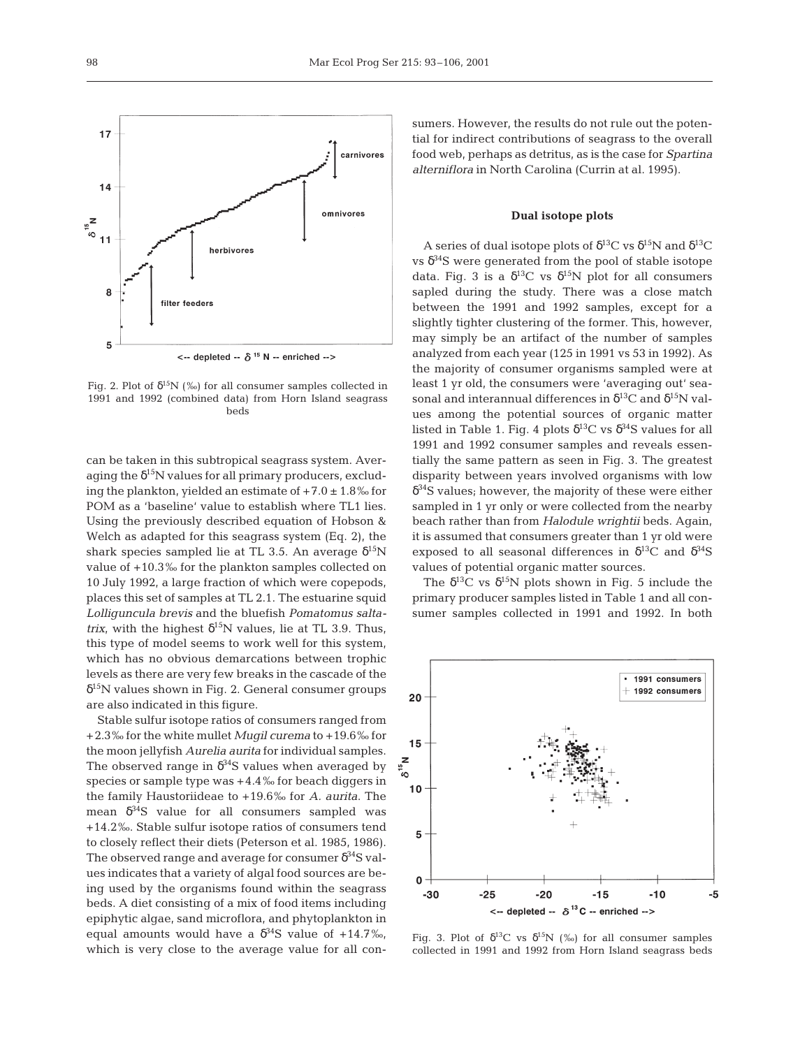Fig. 2. Plot of $\delta^{15}N$ (‰) for all consumer samples collected in 1991 and 1992 (combined data) from Horn Island seagrass beds

can be taken in this subtropical seagrass system. Averaging the $\delta^{15}N$ values for all primary producers, excluding the plankton, yielded an estimate of +7.0 ± 1.8‰ for POM as a 'baseline' value to establish where TL1 lies. Using the previously described equation of Hobson & Welch as adapted for this seagrass system (Eq. 2), the shark species sampled lie at TL 3.5. An average $\delta^{15}N$ value of +10.3‰ for the plankton samples collected on 10 July 1992, a large fraction of which were copepods, places this set of samples at TL 2.1. The estuarine squid *Lolliguncula brevis* and the bluefish *Pomatomus saltatrix*, with the highest $\delta^{15}N$ values, lie at TL 3.9. Thus, this type of model seems to work well for this system, which has no obvious demarcations between trophic levels as there are very few breaks in the cascade of the $\delta^{15}N$ values shown in Fig. 2. General consumer groups are also indicated in this figure.

Stable sulfur isotope ratios of consumers ranged from +2.3‰ for the white mullet *Mugil curema* to +19.6‰ for the moon jellyfish *Aurelia aurita* for individual samples. The observed range in $\delta^{34}S$ values when averaged by species or sample type was +4.4‰ for beach diggers in the family Haustoriideae to +19.6‰ for *A. aurita*. The mean $\delta^{34}S$ value for all consumers sampled was +14.2‰. Stable sulfur isotope ratios of consumers tend to closely reflect their diets (Peterson et al. 1985, 1986). The observed range and average for consumer $\delta^{34}S$ values indicates that a variety of algal food sources are being used by the organisms found within the seagrass beds. A diet consisting of a mix of food items including epiphytic algae, sand microflora, and phytoplankton in equal amounts would have a $\delta^{34}S$ value of +14.7‰, which is very close to the average value for all consumers. However, the results do not rule out the potential for indirect contributions of seagrass to the overall food web, perhaps as detritus, as is the case for *Spartina alterniflora* in North Carolina (Currin at al. 1995).

### Dual isotope plots

A series of dual isotope plots of $\delta^{13}C$ vs $\delta^{15}N$ and $\delta^{13}C$ vs $\delta^{34}S$ were generated from the pool of stable isotope data. Fig. 3 is a $\delta^{13}C$ vs $\delta^{15}N$ plot for all consumers sapled during the study. There was a close match between the 1991 and 1992 samples, except for a slightly tighter clustering of the former. This, however, may simply be an artifact of the number of samples analyzed from each year (125 in 1991 vs 53 in 1992). As the majority of consumer organisms sampled were at least 1 yr old, the consumers were 'averaging out' seasonal and interannual differences in $\delta^{13}C$ and $\delta^{15}N$ values among the potential sources of organic matter listed in Table 1. Fig. 4 plots $\delta^{13}C$ vs $\delta^{34}S$ values for all 1991 and 1992 consumer samples and reveals essentially the same pattern as seen in Fig. 3. The greatest disparity between years involved organisms with low $\delta^{34}S$ values; however, the majority of these were either sampled in 1 yr only or were collected from the nearby beach rather than from *Halodule wrightii* beds. Again, it is assumed that consumers greater than 1 yr old were exposed to all seasonal differences in $\delta^{13}C$ and $\delta^{34}S$ values of potential organic matter sources.

The $\delta^{13}C$ vs $\delta^{15}N$ plots shown in Fig. 5 include the primary producer samples listed in Table 1 and all consumer samples collected in 1991 and 1992. In both

Fig. 3. Plot of $\delta^{13}C$ vs $\delta^{15}N$ (‰) for all consumer samples collected in 1991 and 1992 from Horn Island seagrass beds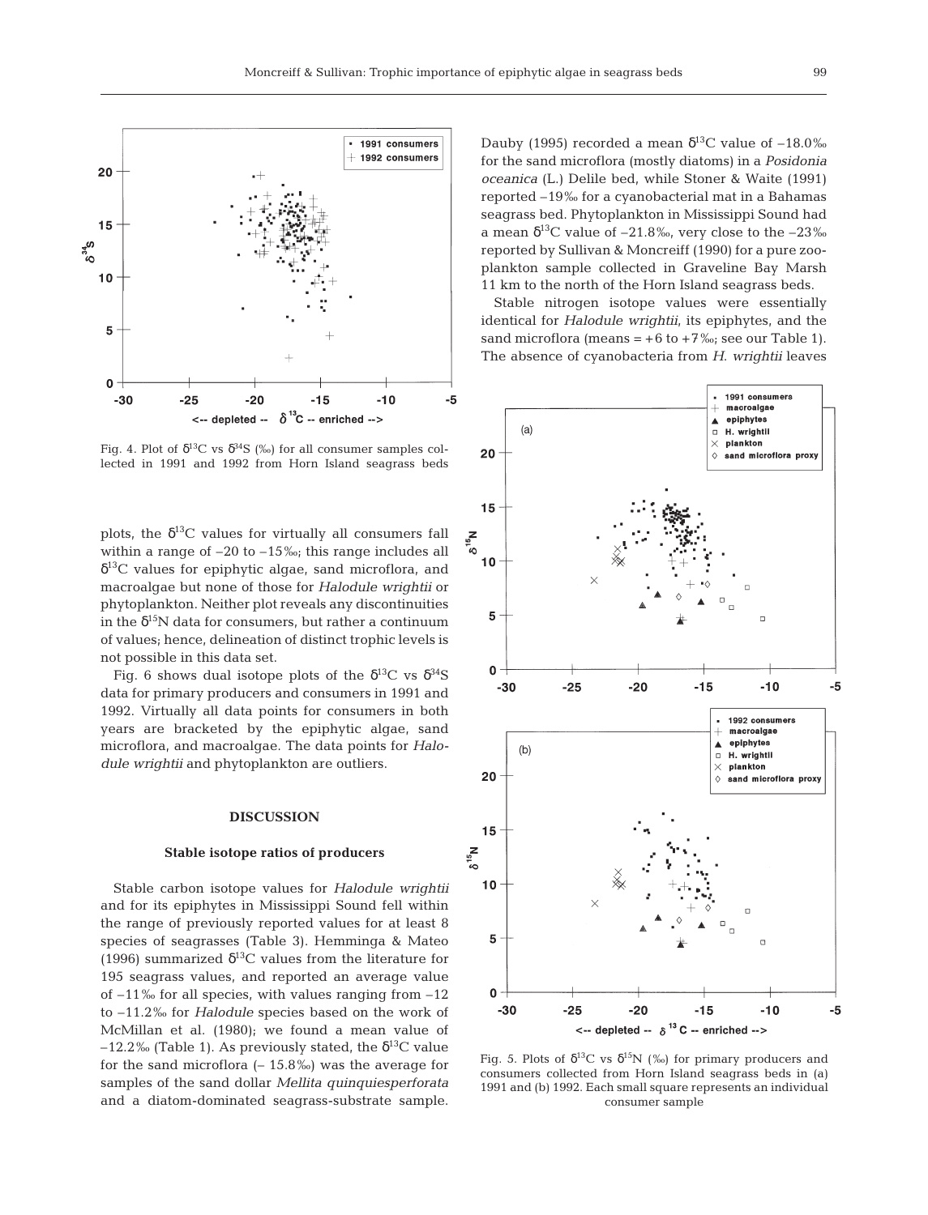Fig. 4. Plot of $\delta^{13}C$ vs $\delta^{34}S$ (‰) for all consumer samples collected in 1991 and 1992 from Horn Island seagrass beds

plots, the $\delta^{13}C$ values for virtually all consumers fall within a range of –20 to –15‰; this range includes all $\delta^{13}C$ values for epiphytic algae, sand microflora, and macroalgae but none of those for *Halodule wrightii* or phytoplankton. Neither plot reveals any discontinuities in the $\delta^{15}N$ data for consumers, but rather a continuum of values; hence, delineation of distinct trophic levels is not possible in this data set.

Fig. 6 shows dual isotope plots of the $\delta^{13}C$ vs $\delta^{34}S$ data for primary producers and consumers in 1991 and 1992. Virtually all data points for consumers in both years are bracketed by the epiphytic algae, sand microflora, and macroalgae. The data points for *Halodule wrightii* and phytoplankton are outliers.

## DISCUSSION

### Stable isotope ratios of producers

Stable carbon isotope values for *Halodule wrightii* and for its epiphytes in Mississippi Sound fell within the range of previously reported values for at least 8 species of seagrasses (Table 3). Hemminga & Mateo (1996) summarized $\delta^{13}C$ values from the literature for 195 seagrass values, and reported an average value of –11‰ for all species, with values ranging from –12 to –11.2‰ for *Halodule* species based on the work of McMillan et al. (1980); we found a mean value of –12.2‰ (Table 1). As previously stated, the $\delta^{13}C$ value for the sand microflora (– 15.8‰) was the average for samples of the sand dollar *Mellita quinquiesperforata* and a diatom-dominated seagrass-substrate sample. Dauby (1995) recorded a mean $\delta^{13}C$ value of –18.0‰ for the sand microflora (mostly diatoms) in a *Posidonia oceanica* (L.) Delile bed, while Stoner & Waite (1991) reported –19‰ for a cyanobacterial mat in a Bahamas seagrass bed. Phytoplankton in Mississippi Sound had a mean $\delta^{13}C$ value of –21.8‰, very close to the –23‰ reported by Sullivan & Moncreiff (1990) for a pure zooplankton sample collected in Graveline Bay Marsh 11 km to the north of the Horn Island seagrass beds.

Stable nitrogen isotope values were essentially identical for *Halodule wrightii*, its epiphytes, and the sand microflora (means = +6 to +7‰; see our Table 1). The absence of cyanobacteria from *H. wrightii* leaves

Fig. 5. Plots of $\delta^{13}C$ vs $\delta^{15}N$ (‰) for primary producers and consumers collected from Horn Island seagrass beds in (a) 1991 and (b) 1992. Each small square represents an individual consumer sample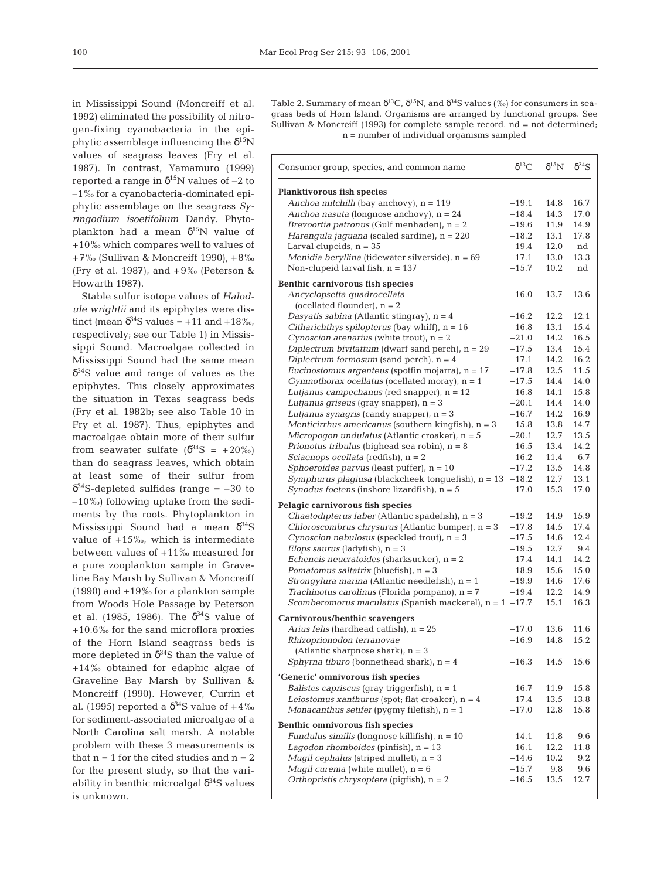in Mississippi Sound (Moncreiff et al. 1992) eliminated the possibility of nitrogen-fixing cyanobacteria in the epiphytic assemblage influencing the $\delta^{15}N$ values of seagrass leaves (Fry et al. 1987). In contrast, Yamamuro (1999) reported a range in $\delta^{15}N$ values of –2 to –1‰ for a cyanobacteria-dominated epiphytic assemblage on the seagrass *Syringodium isoetifolium* Dandy. Phytoplankton had a mean $\delta^{15}N$ value of +10‰ which compares well to values of +7‰ (Sullivan & Moncreiff 1990), +8‰ (Fry et al. 1987), and +9‰ (Peterson & Howarth 1987).

Stable sulfur isotope values of *Halodule wrightii* and its epiphytes were distinct (mean $\delta^{34}S$ values = +11 and +18‰, respectively; see our Table 1) in Mississippi Sound. Macroalgae collected in Mississippi Sound had the same mean $\delta^{34}S$ value and range of values as the epiphytes. This closely approximates the situation in Texas seagrass beds (Fry et al. 1982b; see also Table 10 in Fry et al. 1987). Thus, epiphytes and macroalgae obtain more of their sulfur from seawater sulfate ($\delta^{34}S$ = +20‰) than do seagrass leaves, which obtain at least some of their sulfur from $\delta^{34}S$-depleted sulfides (range = –30 to –10‰) following uptake from the sediments by the roots. Phytoplankton in Mississippi Sound had a mean $\delta^{34}S$ value of +15‰, which is intermediate between values of +11‰ measured for a pure zooplankton sample in Graveline Bay Marsh by Sullivan & Moncreiff (1990) and +19‰ for a plankton sample from Woods Hole Passage by Peterson et al. (1985, 1986). The $\delta^{34}S$ value of +10.6‰ for the sand microflora proxies of the Horn Island seagrass beds is more depleted in $\delta^{34}S$ than the value of +14‰ obtained for edaphic algae of Graveline Bay Marsh by Sullivan & Moncreiff (1990). However, Currin et al. (1995) reported a $\delta^{34}S$ value of +4‰ for sediment-associated microalgae of a North Carolina salt marsh. A notable problem with these 3 measurements is that n = 1 for the cited studies and n = 2 for the present study, so that the variability in benthic microalgal $\delta^{34}S$ values is unknown.

Table 2. Summary of mean $\delta^{13}C$, $\delta^{15}N$, and $\delta^{34}S$ values (‰) for consumers in seagrass beds of Horn Island. Organisms are arranged by functional groups. See Sullivan & Moncreiff (1993) for complete sample record. nd = not determined; n = number of individual organisms sampled

| Consumer group, species, and common name | $\delta^{13}C$ | $\delta^{15}N$ | $\delta^{34}S$ |
|---|---|---|---|
| **Planktivorous fish species** | | | |
| *Anchoa mitchilli* (bay anchovy), n = 119 | –19.1 | 14.8 | 16.7 |
| *Anchoa nasuta* (longnose anchovy), n = 24 | –18.4 | 14.3 | 17.0 |
| *Brevoortia patronus* (Gulf menhaden), n = 2 | –19.6 | 11.9 | 14.9 |
| *Harengula jaguana* (scaled sardine), n = 220 | –18.2 | 13.1 | 17.8 |
| Larval clupeids, n = 35 | –19.4 | 12.0 | nd |
| *Menidia beryllina* (tidewater silverside), n = 69 | –17.1 | 13.0 | 13.3 |
| Non-clupeid larval fish, n = 137 | –15.7 | 10.2 | nd |
| **Benthic carnivorous fish species** | | | |
| *Ancyclopsetta quadrocellata* (ocellated flounder), n = 2 | –16.0 | 13.7 | 13.6 |
| *Dasyatis sabina* (Atlantic stingray), n = 4 | –16.2 | 12.2 | 12.1 |
| *Citharichthys spilopterus* (bay whiff), n = 16 | –16.8 | 13.1 | 15.4 |
| *Cynoscion arenarius* (white trout), n = 2 | –21.0 | 14.2 | 16.5 |
| *Diplectrum bivitattum* (dwarf sand perch), n = 29 | –17.5 | 13.4 | 15.4 |
| *Diplectrum formosum* (sand perch), n = 4 | –17.1 | 14.2 | 16.2 |
| *Eucinostomus argenteus* (spotfin mojarra), n = 17 | –17.8 | 12.5 | 11.5 |
| *Gymnothorax ocellatus* (ocellated moray), n = 1 | –17.5 | 14.4 | 14.0 |
| *Lutjanus campechanus* (red snapper), n = 12 | –16.8 | 14.1 | 15.8 |
| *Lutjanus griseus* (gray snapper), n = 3 | –20.1 | 14.4 | 14.0 |
| *Lutjanus synagris* (candy snapper), n = 3 | –16.7 | 14.2 | 16.9 |
| *Menticirrhus americanus* (southern kingfish), n = 3 | –15.8 | 13.8 | 14.7 |
| *Micropogon undulatus* (Atlantic croaker), n = 5 | –20.1 | 12.7 | 13.5 |
| *Prionotus tribulus* (bighead sea robin), n = 8 | –16.5 | 13.4 | 14.2 |
| *Sciaenops ocellata* (redfish), n = 2 | –16.2 | 11.4 | 6.7 |
| *Sphoeroides parvus* (least puffer), n = 10 | –17.2 | 13.5 | 14.8 |
| *Symphurus plagiusa* (blackcheek tonguefish), n = 13 | –18.2 | 12.7 | 13.1 |
| *Synodus foetens* (inshore lizardfish), n = 5 | –17.0 | 15.3 | 17.0 |
| **Pelagic carnivorous fish species** | | | |
| *Chaetodipterus faber* (Atlantic spadefish), n = 3 | –19.2 | 14.9 | 15.9 |
| *Chloroscombrus chrysurus* (Atlantic bumper), n = 3 | –17.8 | 14.5 | 17.4 |
| *Cynoscion nebulosus* (speckled trout), n = 3 | –17.5 | 14.6 | 12.4 |
| *Elops saurus* (ladyfish), n = 3 | –19.5 | 12.7 | 9.4 |
| *Echeneis neucratoides* (sharksucker), n = 2 | –17.4 | 14.1 | 14.2 |
| *Pomatomus saltatrix* (bluefish), n = 3 | –18.9 | 15.6 | 15.0 |
| *Strongylura marina* (Atlantic needlefish), n = 1 | –19.9 | 14.6 | 17.6 |
| *Trachinotus carolinus* (Florida pompano), n = 7 | –19.4 | 12.2 | 14.9 |
| *Scomberomorus maculatus* (Spanish mackerel), n = 1 | –17.7 | 15.1 | 16.3 |
| **Carnivorous/benthic scavengers** | | | |
| *Arius felis* (hardhead catfish), n = 25 | –17.0 | 13.6 | 11.6 |
| *Rhizoprionodon terranovae* (Atlantic sharpnose shark), n = 3 | –16.9 | 14.8 | 15.2 |
| *Sphyrna tiburo* (bonnethead shark), n = 4 | –16.3 | 14.5 | 15.6 |
| **'Generic' omnivorous fish species** | | | |
| *Balistes capriscus* (gray triggerfish), n = 1 | –16.7 | 11.9 | 15.8 |
| *Leiostomus xanthurus* (spot; flat croaker), n = 4 | –17.4 | 13.5 | 13.8 |
| *Monacanthus setifer* (pygmy filefish), n = 1 | –17.0 | 12.8 | 15.8 |
| **Benthic omnivorous fish species** | | | |
| *Fundulus similis* (longnose killifish), n = 10 | –14.1 | 11.8 | 9.6 |
| *Lagodon rhomboides* (pinfish), n = 13 | –16.1 | 12.2 | 11.8 |
| *Mugil cephalus* (striped mullet), n = 3 | –14.6 | 10.2 | 9.2 |
| *Mugil curema* (white mullet), n = 6 | –15.7 | 9.8 | 9.6 |
| *Orthopristis chrysoptera* (pigfish), n = 2 | –16.5 | 13.5 | 12.7 |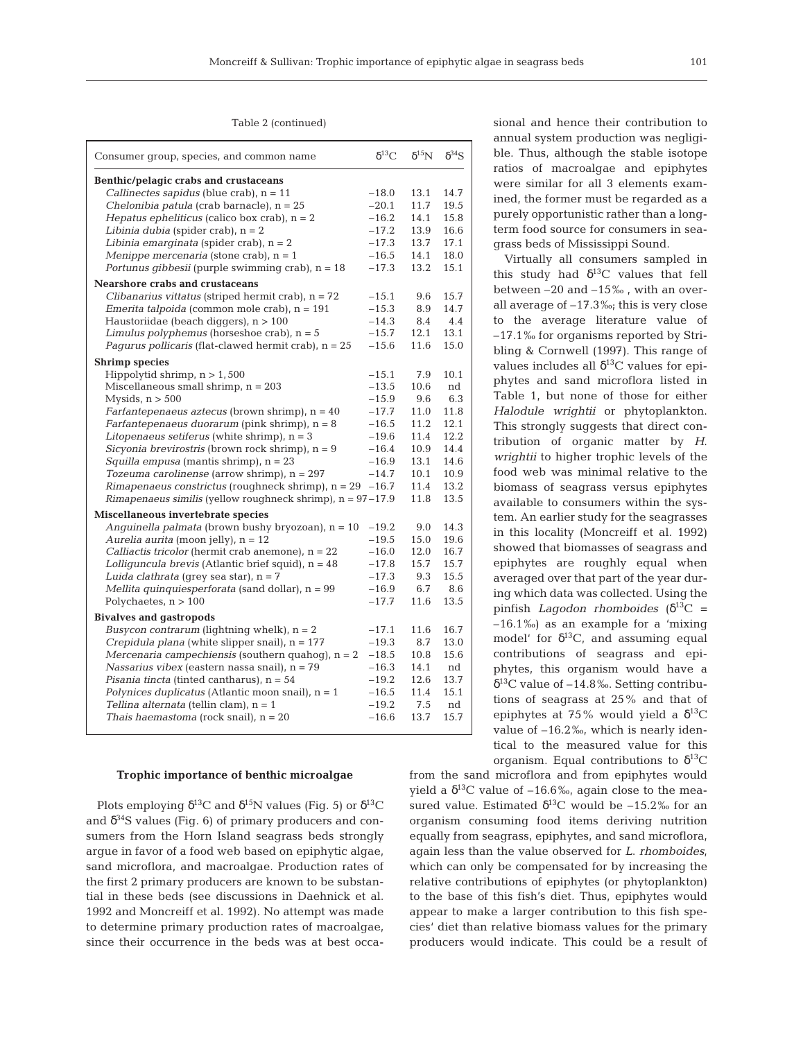Table 2 (continued)

| Consumer group, species, and common name | $\delta^{13}C$ | $\delta^{15}N$ | $\delta^{34}S$ |
|---|---|---|---|
| **Benthic/pelagic crabs and crustaceans** | | | |
| *Callinectes sapidus* (blue crab), n = 11 | –18.0 | 13.1 | 14.7 |
| *Chelonibia patula* (crab barnacle), n = 25 | –20.1 | 11.7 | 19.5 |
| *Hepatus epheliticus* (calico box crab), n = 2 | –16.2 | 14.1 | 15.8 |
| *Libinia dubia* (spider crab), n = 2 | –17.2 | 13.9 | 16.6 |
| *Libinia emarginata* (spider crab), n = 2 | –17.3 | 13.7 | 17.1 |
| *Menippe mercenaria* (stone crab), n = 1 | –16.5 | 14.1 | 18.0 |
| *Portunus gibbesii* (purple swimming crab), n = 18 | –17.3 | 13.2 | 15.1 |
| **Nearshore crabs and crustaceans** | | | |
| *Clibanarius vittatus* (striped hermit crab), n = 72 | –15.1 | 9.6 | 15.7 |
| *Emerita talpoida* (common mole crab), n = 191 | –15.3 | 8.9 | 14.7 |
| Haustoriidae (beach diggers), n > 100 | –14.3 | 8.4 | 4.4 |
| *Limulus polyphemus* (horseshoe crab), n = 5 | –15.7 | 12.1 | 13.1 |
| *Pagurus pollicaris* (flat-clawed hermit crab), n = 25 | –15.6 | 11.6 | 15.0 |
| **Shrimp species** | | | |
| Hippolytid shrimp, n > 1,500 | –15.1 | 7.9 | 10.1 |
| Miscellaneous small shrimp, n = 203 | –13.5 | 10.6 | nd |
| Mysids, n > 500 | –15.9 | 9.6 | 6.3 |
| *Farfantepenaeus aztecus* (brown shrimp), n = 40 | –17.7 | 11.0 | 11.8 |
| *Farfantepenaeus duorarum* (pink shrimp), n = 8 | –16.5 | 11.2 | 12.1 |
| *Litopenaeus setiferus* (white shrimp), n = 3 | –19.6 | 11.4 | 12.2 |
| *Sicyonia brevirostris* (brown rock shrimp), n = 9 | –16.4 | 10.9 | 14.4 |
| *Squilla empusa* (mantis shrimp), n = 23 | –16.9 | 13.1 | 14.6 |
| *Tozeuma carolinense* (arrow shrimp), n = 297 | –14.7 | 10.1 | 10.9 |
| *Rimapenaeus constrictus* (roughneck shrimp), n = 29 | –16.7 | 11.4 | 13.2 |
| *Rimapenaeus similis* (yellow roughneck shrimp), n = 97 | –17.9 | 11.8 | 13.5 |
| **Miscellaneous invertebrate species** | | | |
| *Anguinella palmata* (brown bushy bryozoan), n = 10 | –19.2 | 9.0 | 14.3 |
| *Aurelia aurita* (moon jelly), n = 12 | –19.5 | 15.0 | 19.6 |
| *Calliactis tricolor* (hermit crab anemone), n = 22 | –16.0 | 12.0 | 16.7 |
| *Lolliguncula brevis* (Atlantic brief squid), n = 48 | –17.8 | 15.7 | 15.7 |
| *Luida clathrata* (grey sea star), n = 7 | –17.3 | 9.3 | 15.5 |
| *Mellita quinquiesperforata* (sand dollar), n = 99 | –16.9 | 6.7 | 8.6 |
| Polychaetes, n > 100 | –17.7 | 11.6 | 13.5 |
| **Bivalves and gastropods** | | | |
| *Busycon contrarum* (lightning whelk), n = 2 | –17.1 | 11.6 | 16.7 |
| *Crepidula plana* (white slipper snail), n = 177 | –19.3 | 8.7 | 13.0 |
| *Mercenaria campechiensis* (southern quahog), n = 2 | –18.5 | 10.8 | 15.6 |
| *Nassarius vibex* (eastern nassa snail), n = 79 | –16.3 | 14.1 | nd |
| *Pisania tincta* (tinted cantharus), n = 54 | –19.2 | 12.6 | 13.7 |
| *Polynices duplicatus* (Atlantic moon snail), n = 1 | –16.5 | 11.4 | 15.1 |
| *Tellina alternata* (tellin clam), n = 1 | –19.2 | 7.5 | nd |
| *Thais haemastoma* (rock snail), n = 20 | –16.6 | 13.7 | 15.7 |

### Trophic importance of benthic microalgae

Plots employing $\delta^{13}C$ and $\delta^{15}N$ values (Fig. 5) or $\delta^{13}C$ and $\delta^{34}S$ values (Fig. 6) of primary producers and consumers from the Horn Island seagrass beds strongly argue in favor of a food web based on epiphytic algae, sand microflora, and macroalgae. Production rates of the first 2 primary producers are known to be substantial in these beds (see discussions in Daehnick et al. 1992 and Moncreiff et al. 1992). No attempt was made to determine primary production rates of macroalgae, since their occurrence in the beds was at best occasional and hence their contribution to annual system production was negligible. Thus, although the stable isotope ratios of macroalgae and epiphytes were similar for all 3 elements examined, the former must be regarded as a purely opportunistic rather than a long-term food source for consumers in seagrass beds of Mississippi Sound.

Virtually all consumers sampled in this study had $\delta^{13}C$ values that fell between –20 and –15‰, with an overall average of –17.3‰; this is very close to the average literature value of –17.1‰ for organisms reported by Stribling & Cornwell (1997). This range of values includes all $\delta^{13}C$ values for epiphytes and sand microflora listed in Table 1, but none of those for either *Halodule wrightii* or phytoplankton. This strongly suggests that direct contribution of organic matter by *H. wrightii* to higher trophic levels of the food web was minimal relative to the biomass of seagrass versus epiphytes available to consumers within the system. An earlier study for the seagrasses in this locality (Moncreiff et al. 1992) showed that biomasses of seagrass and epiphytes are roughly equal when averaged over that part of the year during which data was collected. Using the pinfish *Lagodon rhomboides* ($\delta^{13}C$ = –16.1‰) as an example for a 'mixing model' for $\delta^{13}C$, and assuming equal contributions of seagrass and epiphytes, this organism would have a $\delta^{13}C$ value of –14.8‰. Setting contributions of seagrass at 25% and that of epiphytes at 75% would yield a $\delta^{13}C$ value of –16.2‰, which is nearly identical to the measured value for this organism. Equal contributions to $\delta^{13}C$ from the sand microflora and from epiphytes would yield a $\delta^{13}C$ value of –16.6‰, again close to the measured value. Estimated $\delta^{13}C$ would be –15.2‰ for an organism consuming food items deriving nutrition equally from seagrass, epiphytes, and sand microflora, again less than the value observed for *L. rhomboides*, which can only be compensated for by increasing the relative contributions of epiphytes (or phytoplankton) to the base of this fish's diet. Thus, epiphytes would appear to make a larger contribution to this fish species' diet than relative biomass values for the primary producers would indicate. This could be a result of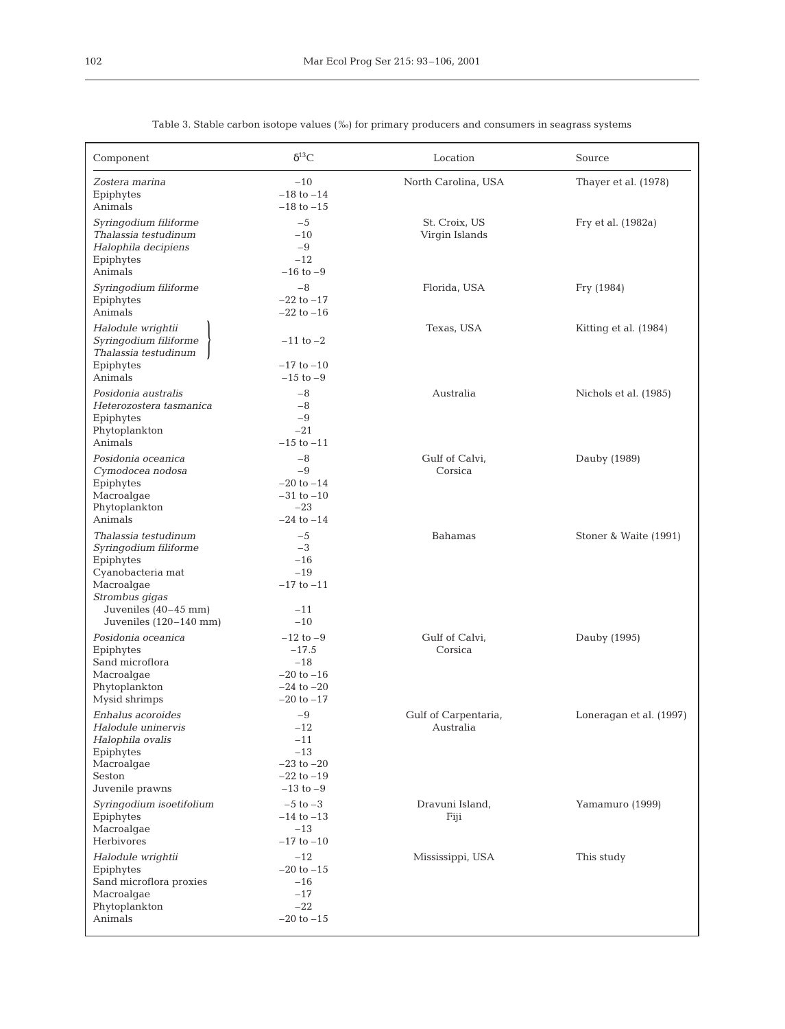Table 3. Stable carbon isotope values (‰) for primary producers and consumers in seagrass systems

| Component | $\delta^{13}C$ | Location | Source |
|---|---|---|---|
| *Zostera marina* | −10 | North Carolina, USA | Thayer et al. (1978) |
| Epiphytes | −18 to −14 | | |
| Animals | −18 to −15 | | |
| *Syringodium filiforme* | −5 | St. Croix, US Virgin Islands | Fry et al. (1982a) |
| *Thalassia testudinum* | −10 | | |
| *Halophila decipiens* | −9 | | |
| Epiphytes | −12 | | |
| Animals | −16 to −9 | | |
| *Syringodium filiforme* | −8 | Florida, USA | Fry (1984) |
| Epiphytes | −22 to −17 | | |
| Animals | −22 to −16 | | |
| *Halodule wrightii* | −11 to −2 | Texas, USA | Kitting et al. (1984) |
| *Syringodium filiforme* | | | |
| *Thalassia testudinum* | | | |
| Epiphytes | −17 to −10 | | |
| Animals | −15 to −9 | | |
| *Posidonia australis* | −8 | Australia | Nichols et al. (1985) |
| *Heterozostera tasmanica* | −8 | | |
| Epiphytes | −9 | | |
| Phytoplankton | −21 | | |
| Animals | −15 to −11 | | |
| *Posidonia oceanica* | −8 | Gulf of Calvi, Corsica | Dauby (1989) |
| *Cymodocea nodosa* | −9 | | |
| Epiphytes | −20 to −14 | | |
| Macroalgae | −31 to −10 | | |
| Phytoplankton | −23 | | |
| Animals | −24 to −14 | | |
| *Thalassia testudinum* | −5 | Bahamas | Stoner & Waite (1991) |
| *Syringodium filiforme* | −3 | | |
| Epiphytes | −16 | | |
| Cyanobacteria mat | −19 | | |
| Macroalgae | −17 to −11 | | |
| *Strombus gigas* | | | |
| Juveniles (40–45 mm) | −11 | | |
| Juveniles (120–140 mm) | −10 | | |
| *Posidonia oceanica* | −12 to −9 | Gulf of Calvi, Corsica | Dauby (1995) |
| Epiphytes | −17.5 | | |
| Sand microflora | −18 | | |
| Macroalgae | −20 to −16 | | |
| Phytoplankton | −24 to −20 | | |
| Mysid shrimps | −20 to −17 | | |
| *Enhalus acoroides* | −9 | Gulf of Carpentaria, Australia | Loneragan et al. (1997) |
| *Halodule uninervis* | −12 | | |
| *Halophila ovalis* | −11 | | |
| Epiphytes | −13 | | |
| Macroalgae | −23 to −20 | | |
| Seston | −22 to −19 | | |
| Juvenile prawns | −13 to −9 | | |
| *Syringodium isoetifolium* | −5 to −3 | Dravuni Island, Fiji | Yamamuro (1999) |
| Epiphytes | −14 to −13 | | |
| Macroalgae | −13 | | |
| Herbivores | −17 to −10 | | |
| *Halodule wrightii* | −12 | Mississippi, USA | This study |
| Epiphytes | −20 to −15 | | |
| Sand microflora proxies | −16 | | |
| Macroalgae | −17 | | |
| Phytoplankton | −22 | | |
| Animals | −20 to −15 | | |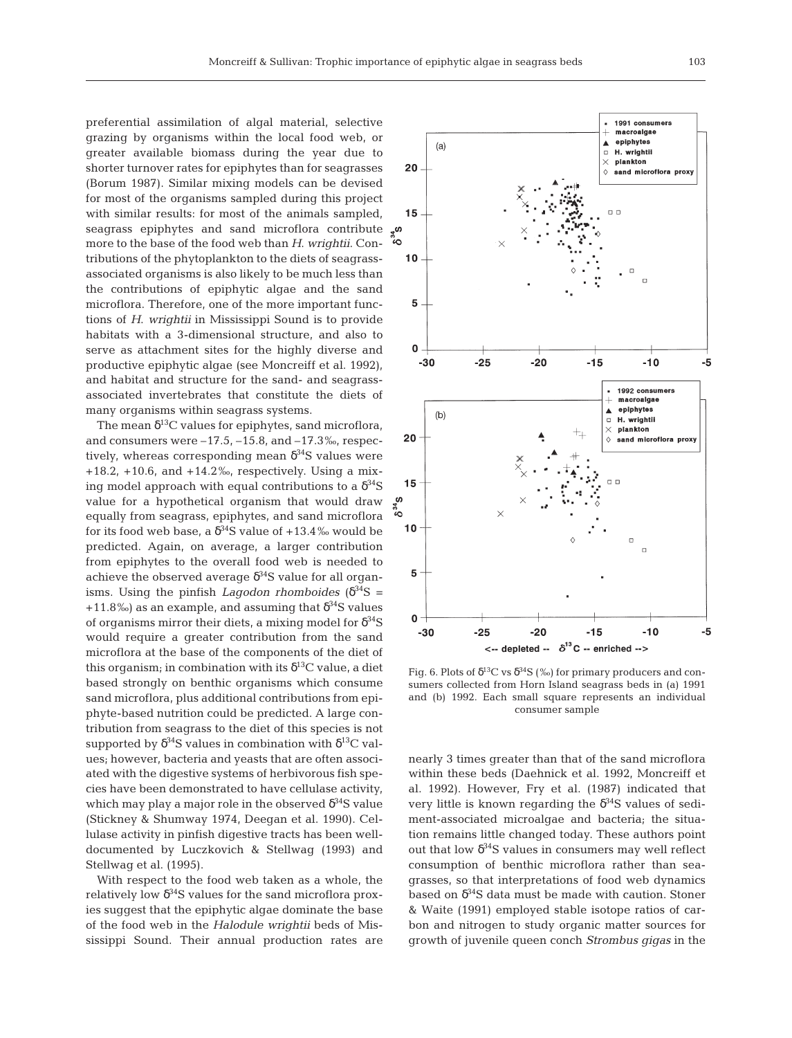preferential assimilation of algal material, selective grazing by organisms within the local food web, or greater available biomass during the year due to shorter turnover rates for epiphytes than for seagrasses (Borum 1987). Similar mixing models can be devised for most of the organisms sampled during this project with similar results: for most of the animals sampled, seagrass epiphytes and sand microflora contribute more to the base of the food web than *H. wrightii*. Contributions of the phytoplankton to the diets of seagrass-associated organisms is also likely to be much less than the contributions of epiphytic algae and the sand microflora. Therefore, one of the more important functions of *H. wrightii* in Mississippi Sound is to provide habitats with a 3-dimensional structure, and also to serve as attachment sites for the highly diverse and productive epiphytic algae (see Moncreiff et al. 1992), and habitat and structure for the sand- and seagrass-associated invertebrates that constitute the diets of many organisms within seagrass systems.

The mean $\delta^{13}C$ values for epiphytes, sand microflora, and consumers were –17.5, –15.8, and –17.3‰, respectively, whereas corresponding mean $\delta^{34}S$ values were +18.2, +10.6, and +14.2‰, respectively. Using a mixing model approach with equal contributions to a $\delta^{34}S$ value for a hypothetical organism that would draw equally from seagrass, epiphytes, and sand microflora for its food web base, a $\delta^{34}S$ value of +13.4‰ would be predicted. Again, on average, a larger contribution from epiphytes to the overall food web is needed to achieve the observed average $\delta^{34}S$ value for all organisms. Using the pinfish *Lagodon rhomboides* ($\delta^{34}S$ = +11.8‰) as an example, and assuming that $\delta^{34}S$ values of organisms mirror their diets, a mixing model for $\delta^{34}S$ would require a greater contribution from the sand microflora at the base of the components of the diet of this organism; in combination with its $\delta^{13}C$ value, a diet based strongly on benthic organisms which consume sand microflora, plus additional contributions from epiphyte-based nutrition could be predicted. A large contribution from seagrass to the diet of this species is not supported by $\delta^{34}S$ values in combination with $\delta^{13}C$ values; however, bacteria and yeasts that are often associated with the digestive systems of herbivorous fish species have been demonstrated to have cellulase activity, which may play a major role in the observed $\delta^{34}S$ value (Stickney & Shumway 1974, Deegan et al. 1990). Cellulase activity in pinfish digestive tracts has been well-documented by Luczkovich & Stellwag (1993) and Stellwag et al. (1995).

With respect to the food web taken as a whole, the relatively low $\delta^{34}S$ values for the sand microflora proxies suggest that the epiphytic algae dominate the base of the food web in the *Halodule wrightii* beds of Mississippi Sound. Their annual production rates are nearly 3 times greater than that of the sand microflora within these beds (Daehnick et al. 1992, Moncreiff et al. 1992). However, Fry et al. (1987) indicated that very little is known regarding the $\delta^{34}S$ values of sediment-associated microalgae and bacteria; the situation remains little changed today. These authors point out that low $\delta^{34}S$ values in consumers may well reflect consumption of benthic microflora rather than seagrasses, so that interpretations of food web dynamics based on $\delta^{34}S$ data must be made with caution. Stoner & Waite (1991) employed stable isotope ratios of carbon and nitrogen to study organic matter sources for growth of juvenile queen conch *Strombus gigas* in the

Fig. 6. Plots of $\delta^{13}C$ vs $\delta^{34}S$ (‰) for primary producers and consumers collected from Horn Island seagrass beds in (a) 1991 and (b) 1992. Each small square represents an individual consumer sample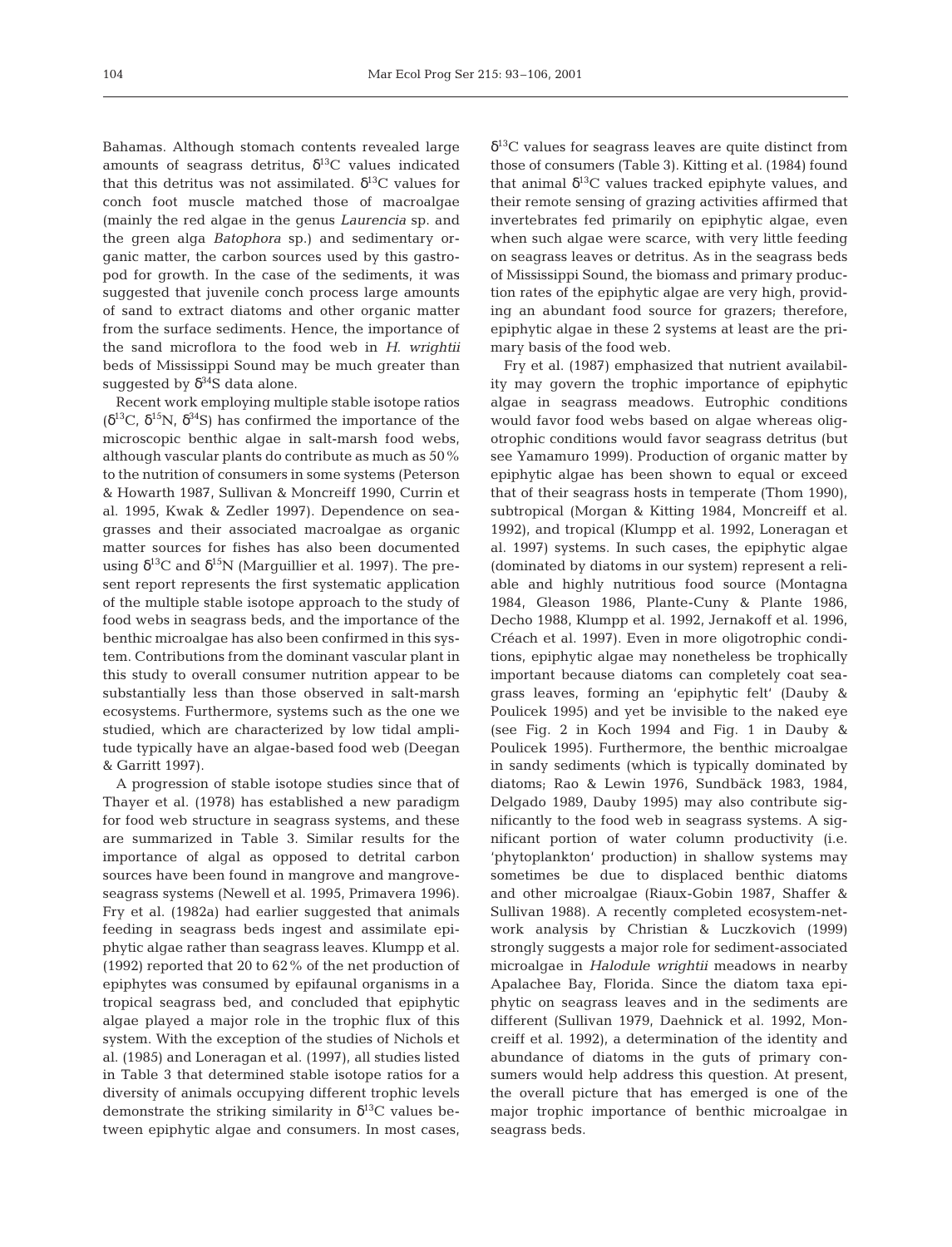Bahamas. Although stomach contents revealed large amounts of seagrass detritus, $\delta^{13}C$ values indicated that this detritus was not assimilated. $\delta^{13}C$ values for conch foot muscle matched those of macroalgae (mainly the red algae in the genus *Laurencia* sp. and the green alga *Batophora* sp.) and sedimentary organic matter, the carbon sources used by this gastropod for growth. In the case of the sediments, it was suggested that juvenile conch process large amounts of sand to extract diatoms and other organic matter from the surface sediments. Hence, the importance of the sand microflora to the food web in *H. wrightii* beds of Mississippi Sound may be much greater than suggested by $\delta^{34}S$ data alone.

Recent work employing multiple stable isotope ratios ($\delta^{13}C$, $\delta^{15}N$, $\delta^{34}S$) has confirmed the importance of the microscopic benthic algae in salt-marsh food webs, although vascular plants do contribute as much as 50% to the nutrition of consumers in some systems (Peterson & Howarth 1987, Sullivan & Moncreiff 1990, Currin et al. 1995, Kwak & Zedler 1997). Dependence on seagrasses and their associated macroalgae as organic matter sources for fishes has also been documented using $\delta^{13}C$ and $\delta^{15}N$ (Marguillier et al. 1997). The present report represents the first systematic application of the multiple stable isotope approach to the study of food webs in seagrass beds, and the importance of the benthic microalgae has also been confirmed in this system. Contributions from the dominant vascular plant in this study to overall consumer nutrition appear to be substantially less than those observed in salt-marsh ecosystems. Furthermore, systems such as the one we studied, which are characterized by low tidal amplitude typically have an algae-based food web (Deegan & Garritt 1997).

A progression of stable isotope studies since that of Thayer et al. (1978) has established a new paradigm for food web structure in seagrass systems, and these are summarized in Table 3. Similar results for the importance of algal as opposed to detrital carbon sources have been found in mangrove and mangrove-seagrass systems (Newell et al. 1995, Primavera 1996). Fry et al. (1982a) had earlier suggested that animals feeding in seagrass beds ingest and assimilate epiphytic algae rather than seagrass leaves. Klumpp et al. (1992) reported that 20 to 62% of the net production of epiphytes was consumed by epifaunal organisms in a tropical seagrass bed, and concluded that epiphytic algae played a major role in the trophic flux of this system. With the exception of the studies of Nichols et al. (1985) and Loneragan et al. (1997), all studies listed in Table 3 that determined stable isotope ratios for a diversity of animals occupying different trophic levels demonstrate the striking similarity in $\delta^{13}C$ values between epiphytic algae and consumers. In most cases, $\delta^{13}C$ values for seagrass leaves are quite distinct from those of consumers (Table 3). Kitting et al. (1984) found that animal $\delta^{13}C$ values tracked epiphyte values, and their remote sensing of grazing activities affirmed that invertebrates fed primarily on epiphytic algae, even when such algae were scarce, with very little feeding on seagrass leaves or detritus. As in the seagrass beds of Mississippi Sound, the biomass and primary production rates of the epiphytic algae are very high, providing an abundant food source for grazers; therefore, epiphytic algae in these 2 systems at least are the primary basis of the food web.

Fry et al. (1987) emphasized that nutrient availability may govern the trophic importance of epiphytic algae in seagrass meadows. Eutrophic conditions would favor food webs based on algae whereas oligotrophic conditions would favor seagrass detritus (but see Yamamuro 1999). Production of organic matter by epiphytic algae has been shown to equal or exceed that of their seagrass hosts in temperate (Thom 1990), subtropical (Morgan & Kitting 1984, Moncreiff et al. 1992), and tropical (Klumpp et al. 1992, Loneragan et al. 1997) systems. In such cases, the epiphytic algae (dominated by diatoms in our system) represent a reliable and highly nutritious food source (Montagna 1984, Gleason 1986, Plante-Cuny & Plante 1986, Decho 1988, Klumpp et al. 1992, Jernakoff et al. 1996, Créach et al. 1997). Even in more oligotrophic conditions, epiphytic algae may nonetheless be trophically important because diatoms can completely coat seagrass leaves, forming an 'epiphytic felt' (Dauby & Poulicek 1995) and yet be invisible to the naked eye (see Fig. 2 in Koch 1994 and Fig. 1 in Dauby & Poulicek 1995). Furthermore, the benthic microalgae in sandy sediments (which is typically dominated by diatoms; Rao & Lewin 1976, Sundbäck 1983, 1984, Delgado 1989, Dauby 1995) may also contribute significantly to the food web in seagrass systems. A significant portion of water column productivity (i.e. 'phytoplankton' production) in shallow systems may sometimes be due to displaced benthic diatoms and other microalgae (Riaux-Gobin 1987, Shaffer & Sullivan 1988). A recently completed ecosystem-network analysis by Christian & Luczkovich (1999) strongly suggests a major role for sediment-associated microalgae in *Halodule wrightii* meadows in nearby Apalachee Bay, Florida. Since the diatom taxa epiphytic on seagrass leaves and in the sediments are different (Sullivan 1979, Daehnick et al. 1992, Moncreiff et al. 1992), a determination of the identity and abundance of diatoms in the guts of primary consumers would help address this question. At present, the overall picture that has emerged is one of the major trophic importance of benthic microalgae in seagrass beds.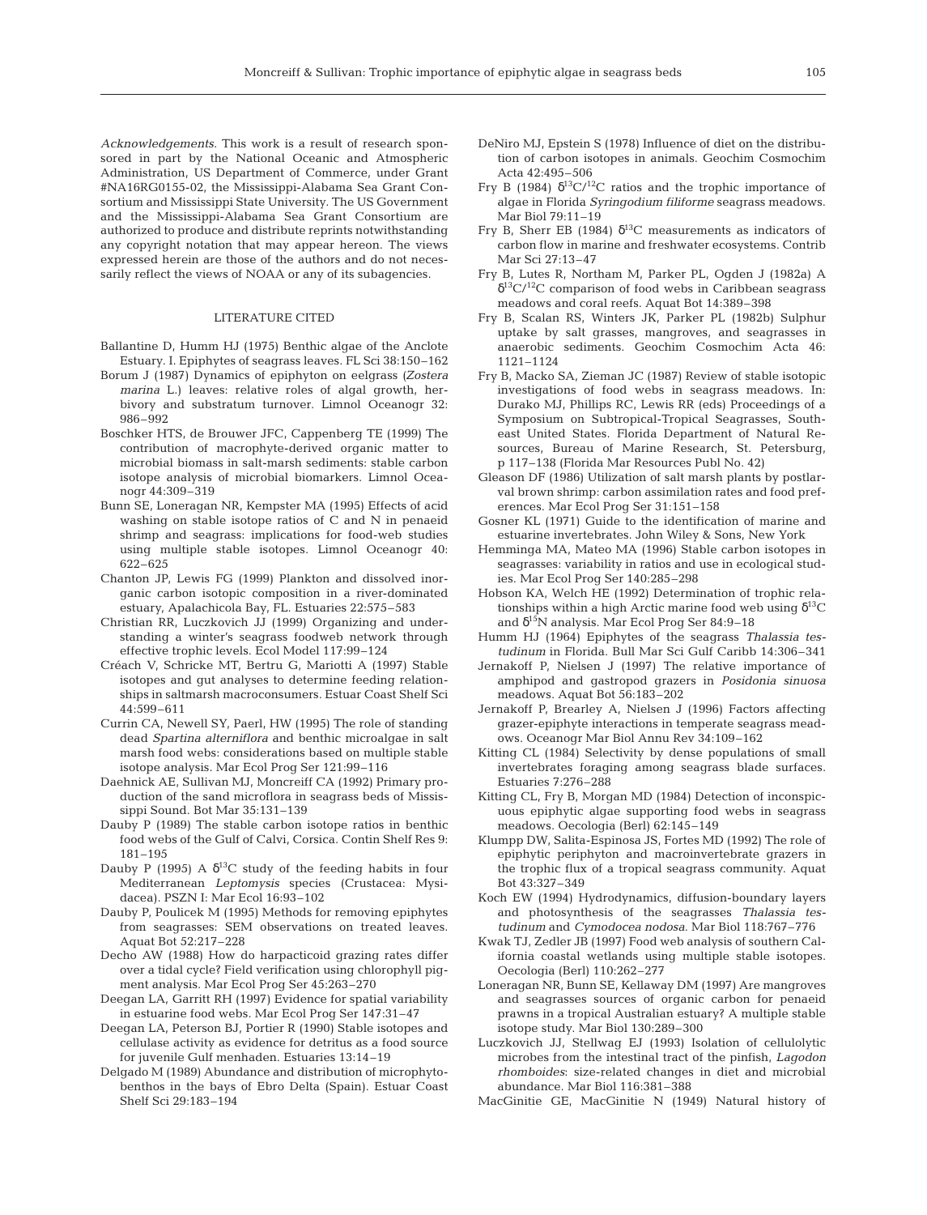*Acknowledgements*. This work is a result of research sponsored in part by the National Oceanic and Atmospheric Administration, US Department of Commerce, under Grant #NA16RG0155-02, the Mississippi-Alabama Sea Grant Consortium and Mississippi State University. The US Government and the Mississippi-Alabama Sea Grant Consortium are authorized to produce and distribute reprints notwithstanding any copyright notation that may appear hereon. The views expressed herein are those of the authors and do not necessarily reflect the views of NOAA or any of its subagencies.

## LITERATURE CITED

Ballantine D, Humm HJ (1975) Benthic algae of the Anclote Estuary. I. Epiphytes of seagrass leaves. FL Sci 38:150–162

Borum J (1987) Dynamics of epiphyton on eelgrass (*Zostera marina* L.) leaves: relative roles of algal growth, herbivory and substratum turnover. Limnol Oceanogr 32: 986–992

Boschker HTS, de Brouwer JFC, Cappenberg TE (1999) The contribution of macrophyte-derived organic matter to microbial biomass in salt-marsh sediments: stable carbon isotope analysis of microbial biomarkers. Limnol Oceanogr 44:309–319

Bunn SE, Loneragan NR, Kempster MA (1995) Effects of acid washing on stable isotope ratios of C and N in penaeid shrimp and seagrass: implications for food-web studies using multiple stable isotopes. Limnol Oceanogr 40: 622–625

Chanton JP, Lewis FG (1999) Plankton and dissolved inorganic carbon isotopic composition in a river-dominated estuary, Apalachicola Bay, FL. Estuaries 22:575–583

Christian RR, Luczkovich JJ (1999) Organizing and understanding a winter's seagrass foodweb network through effective trophic levels. Ecol Model 117:99–124

Créach V, Schricke MT, Bertru G, Mariotti A (1997) Stable isotopes and gut analyses to determine feeding relationships in saltmarsh macroconsumers. Estuar Coast Shelf Sci 44:599–611

Currin CA, Newell SY, Paerl, HW (1995) The role of standing dead *Spartina alterniflora* and benthic microalgae in salt marsh food webs: considerations based on multiple stable isotope analysis. Mar Ecol Prog Ser 121:99–116

Daehnick AE, Sullivan MJ, Moncreiff CA (1992) Primary production of the sand microflora in seagrass beds of Mississippi Sound. Bot Mar 35:131–139

Dauby P (1989) The stable carbon isotope ratios in benthic food webs of the Gulf of Calvi, Corsica. Contin Shelf Res 9: 181–195

Dauby P (1995) A $\delta^{13}C$ study of the feeding habits in four Mediterranean *Leptomysis* species (Crustacea: Mysidacea). PSZN I: Mar Ecol 16:93–102

Dauby P, Poulicek M (1995) Methods for removing epiphytes from seagrasses: SEM observations on treated leaves. Aquat Bot 52:217–228

Decho AW (1988) How do harpacticoid grazing rates differ over a tidal cycle? Field verification using chlorophyll pigment analysis. Mar Ecol Prog Ser 45:263–270

Deegan LA, Garritt RH (1997) Evidence for spatial variability in estuarine food webs. Mar Ecol Prog Ser 147:31–47

Deegan LA, Peterson BJ, Portier R (1990) Stable isotopes and cellulase activity as evidence for detritus as a food source for juvenile Gulf menhaden. Estuaries 13:14–19

Delgado M (1989) Abundance and distribution of microphytobenthos in the bays of Ebro Delta (Spain). Estuar Coast Shelf Sci 29:183–194

DeNiro MJ, Epstein S (1978) Influence of diet on the distribution of carbon isotopes in animals. Geochim Cosmochim Acta 42:495–506

Fry B (1984) $\delta^{13}C/^{12}C$ ratios and the trophic importance of algae in Florida *Syringodium filiforme* seagrass meadows. Mar Biol 79:11–19

Fry B, Sherr EB (1984) $\delta^{13}C$ measurements as indicators of carbon flow in marine and freshwater ecosystems. Contrib Mar Sci 27:13–47

Fry B, Lutes R, Northam M, Parker PL, Ogden J (1982a) A $\delta^{13}C/^{12}C$ comparison of food webs in Caribbean seagrass meadows and coral reefs. Aquat Bot 14:389–398

Fry B, Scalan RS, Winters JK, Parker PL (1982b) Sulphur uptake by salt grasses, mangroves, and seagrasses in anaerobic sediments. Geochim Cosmochim Acta 46: 1121–1124

Fry B, Macko SA, Zieman JC (1987) Review of stable isotopic investigations of food webs in seagrass meadows. In: Durako MJ, Phillips RC, Lewis RR (eds) Proceedings of a Symposium on Subtropical-Tropical Seagrasses, Southeast United States. Florida Department of Natural Resources, Bureau of Marine Research, St. Petersburg, p 117–138 (Florida Mar Resources Publ No. 42)

Gleason DF (1986) Utilization of salt marsh plants by postlarval brown shrimp: carbon assimilation rates and food preferences. Mar Ecol Prog Ser 31:151–158

Gosner KL (1971) Guide to the identification of marine and estuarine invertebrates. John Wiley & Sons, New York

Hemminga MA, Mateo MA (1996) Stable carbon isotopes in seagrasses: variability in ratios and use in ecological studies. Mar Ecol Prog Ser 140:285–298

Hobson KA, Welch HE (1992) Determination of trophic relationships within a high Arctic marine food web using $\delta^{13}C$ and $\delta^{15}N$ analysis. Mar Ecol Prog Ser 84:9–18

Humm HJ (1964) Epiphytes of the seagrass *Thalassia testudinum* in Florida. Bull Mar Sci Gulf Caribb 14:306–341

Jernakoff P, Nielsen J (1997) The relative importance of amphipod and gastropod grazers in *Posidonia sinuosa* meadows. Aquat Bot 56:183–202

Jernakoff P, Brearley A, Nielsen J (1996) Factors affecting grazer-epiphyte interactions in temperate seagrass meadows. Oceanogr Mar Biol Annu Rev 34:109–162

Kitting CL (1984) Selectivity by dense populations of small invertebrates foraging among seagrass blade surfaces. Estuaries 7:276–288

Kitting CL, Fry B, Morgan MD (1984) Detection of inconspicuous epiphytic algae supporting food webs in seagrass meadows. Oecologia (Berl) 62:145–149

Klumpp DW, Salita-Espinosa JS, Fortes MD (1992) The role of epiphytic periphyton and macroinvertebrate grazers in the trophic flux of a tropical seagrass community. Aquat Bot 43:327–349

Koch EW (1994) Hydrodynamics, diffusion-boundary layers and photosynthesis of the seagrasses *Thalassia testudinum* and *Cymodocea nodosa*. Mar Biol 118:767–776

Kwak TJ, Zedler JB (1997) Food web analysis of southern California coastal wetlands using multiple stable isotopes. Oecologia (Berl) 110:262–277

Loneragan NR, Bunn SE, Kellaway DM (1997) Are mangroves and seagrasses sources of organic carbon for penaeid prawns in a tropical Australian estuary? A multiple stable isotope study. Mar Biol 130:289–300

Luczkovich JJ, Stellwag EJ (1993) Isolation of cellulolytic microbes from the intestinal tract of the pinfish, *Lagodon rhomboides*: size-related changes in diet and microbial abundance. Mar Biol 116:381–388

MacGinitie GE, MacGinitie N (1949) Natural history of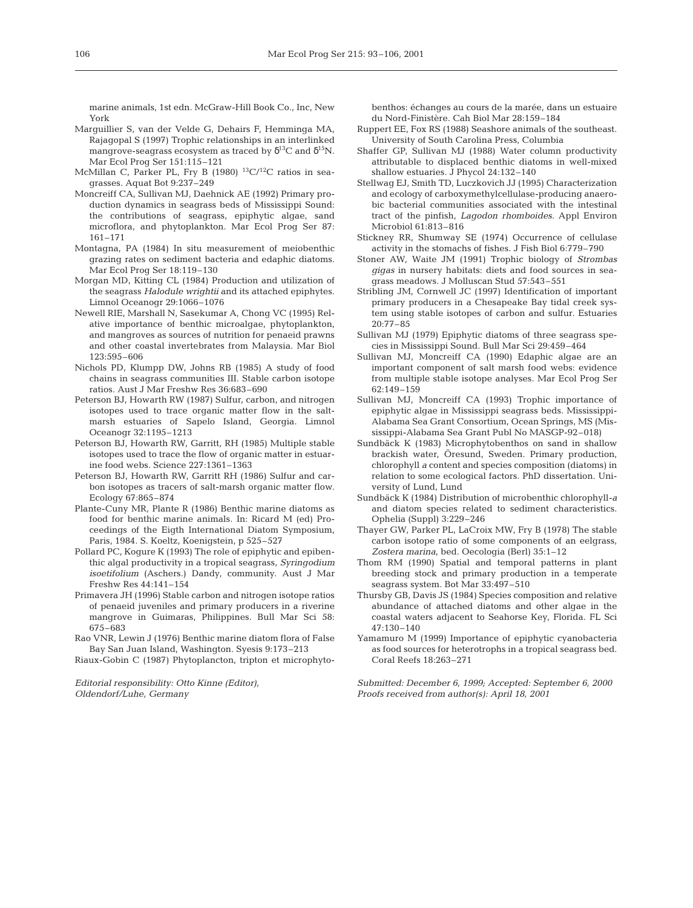marine animals, 1st edn. McGraw-Hill Book Co., Inc, New York

Marguillier S, van der Velde G, Dehairs F, Hemminga MA, Rajagopal S (1997) Trophic relationships in an interlinked mangrove-seagrass ecosystem as traced by $\delta^{13}C$ and $\delta^{15}N$. Mar Ecol Prog Ser 151:115–121

McMillan C, Parker PL, Fry B (1980) $^{13}C/^{12}C$ ratios in seagrasses. Aquat Bot 9:237–249

Moncreiff CA, Sullivan MJ, Daehnick AE (1992) Primary production dynamics in seagrass beds of Mississippi Sound: the contributions of seagrass, epiphytic algae, sand microflora, and phytoplankton. Mar Ecol Prog Ser 87: 161–171

Montagna, PA (1984) In situ measurement of meiobenthic grazing rates on sediment bacteria and edaphic diatoms. Mar Ecol Prog Ser 18:119–130

Morgan MD, Kitting CL (1984) Production and utilization of the seagrass *Halodule wrightii* and its attached epiphytes. Limnol Oceanogr 29:1066–1076

Newell RIE, Marshall N, Sasekumar A, Chong VC (1995) Relative importance of benthic microalgae, phytoplankton, and mangroves as sources of nutrition for penaeid prawns and other coastal invertebrates from Malaysia. Mar Biol 123:595–606

Nichols PD, Klumpp DW, Johns RB (1985) A study of food chains in seagrass communities III. Stable carbon isotope ratios. Aust J Mar Freshw Res 36:683–690

Peterson BJ, Howarth RW (1987) Sulfur, carbon, and nitrogen isotopes used to trace organic matter flow in the salt-marsh estuaries of Sapelo Island, Georgia. Limnol Oceanogr 32:1195–1213

Peterson BJ, Howarth RW, Garritt, RH (1985) Multiple stable isotopes used to trace the flow of organic matter in estuarine food webs. Science 227:1361–1363

Peterson BJ, Howarth RW, Garritt RH (1986) Sulfur and carbon isotopes as tracers of salt-marsh organic matter flow. Ecology 67:865–874

Plante-Cuny MR, Plante R (1986) Benthic marine diatoms as food for benthic marine animals. In: Ricard M (ed) Proceedings of the Eigth International Diatom Symposium, Paris, 1984. S. Koeltz, Koenigstein, p 525–527

Pollard PC, Kogure K (1993) The role of epiphytic and epibenthic algal productivity in a tropical seagrass, *Syringodium isoetifolium* (Aschers.) Dandy, community. Aust J Mar Freshw Res 44:141–154

Primavera JH (1996) Stable carbon and nitrogen isotope ratios of penaeid juveniles and primary producers in a riverine mangrove in Guimaras, Philippines. Bull Mar Sci 58: 675–683

Rao VNR, Lewin J (1976) Benthic marine diatom flora of False Bay San Juan Island, Washington. Syesis 9:173–213

Riaux-Gobin C (1987) Phytoplancton, tripton et microphytobenthos: échanges au cours de la marée, dans un estuaire du Nord-Finistère. Cah Biol Mar 28:159–184

Ruppert EE, Fox RS (1988) Seashore animals of the southeast. University of South Carolina Press, Columbia

Shaffer GP, Sullivan MJ (1988) Water column productivity attributable to displaced benthic diatoms in well-mixed shallow estuaries. J Phycol 24:132–140

Stellwag EJ, Smith TD, Luczkovich JJ (1995) Characterization and ecology of carboxymethylcellulase-producing anaerobic bacterial communities associated with the intestinal tract of the pinfish, *Lagodon rhomboides*. Appl Environ Microbiol 61:813–816

Stickney RR, Shumway SE (1974) Occurrence of cellulase activity in the stomachs of fishes. J Fish Biol 6:779–790

Stoner AW, Waite JM (1991) Trophic biology of *Strombas gigas* in nursery habitats: diets and food sources in seagrass meadows. J Molluscan Stud 57:543–551

Stribling JM, Cornwell JC (1997) Identification of important primary producers in a Chesapeake Bay tidal creek system using stable isotopes of carbon and sulfur. Estuaries 20:77–85

Sullivan MJ (1979) Epiphytic diatoms of three seagrass species in Mississippi Sound. Bull Mar Sci 29:459–464

Sullivan MJ, Moncreiff CA (1990) Edaphic algae are an important component of salt marsh food webs: evidence from multiple stable isotope analyses. Mar Ecol Prog Ser 62:149–159

Sullivan MJ, Moncreiff CA (1993) Trophic importance of epiphytic algae in Mississippi seagrass beds. Mississippi-Alabama Sea Grant Consortium, Ocean Springs, MS (Mississippi-Alabama Sea Grant Publ No MASGP-92–018)

Sundbäck K (1983) Microphytobenthos on sand in shallow brackish water, Öresund, Sweden. Primary production, chlorophyll *a* content and species composition (diatoms) in relation to some ecological factors. PhD dissertation. University of Lund, Lund

Sundbäck K (1984) Distribution of microbenthic chlorophyll-*a* and diatom species related to sediment characteristics. Ophelia (Suppl) 3:229–246

Thayer GW, Parker PL, LaCroix MW, Fry B (1978) The stable carbon isotope ratio of some components of an eelgrass, *Zostera marina*, bed. Oecologia (Berl) 35:1–12

Thom RM (1990) Spatial and temporal patterns in plant breeding stock and primary production in a temperate seagrass system. Bot Mar 33:497–510

Thursby GB, Davis JS (1984) Species composition and relative abundance of attached diatoms and other algae in the coastal waters adjacent to Seahorse Key, Florida. FL Sci 47:130–140

Yamamuro M (1999) Importance of epiphytic cyanobacteria as food sources for heterotrophs in a tropical seagrass bed. Coral Reefs 18:263–271

*Editorial responsibility: Otto Kinne (Editor), Oldendorf/Luhe, Germany*

*Submitted: December 6, 1999; Accepted: September 6, 2000*
*Proofs received from author(s): April 18, 2001*